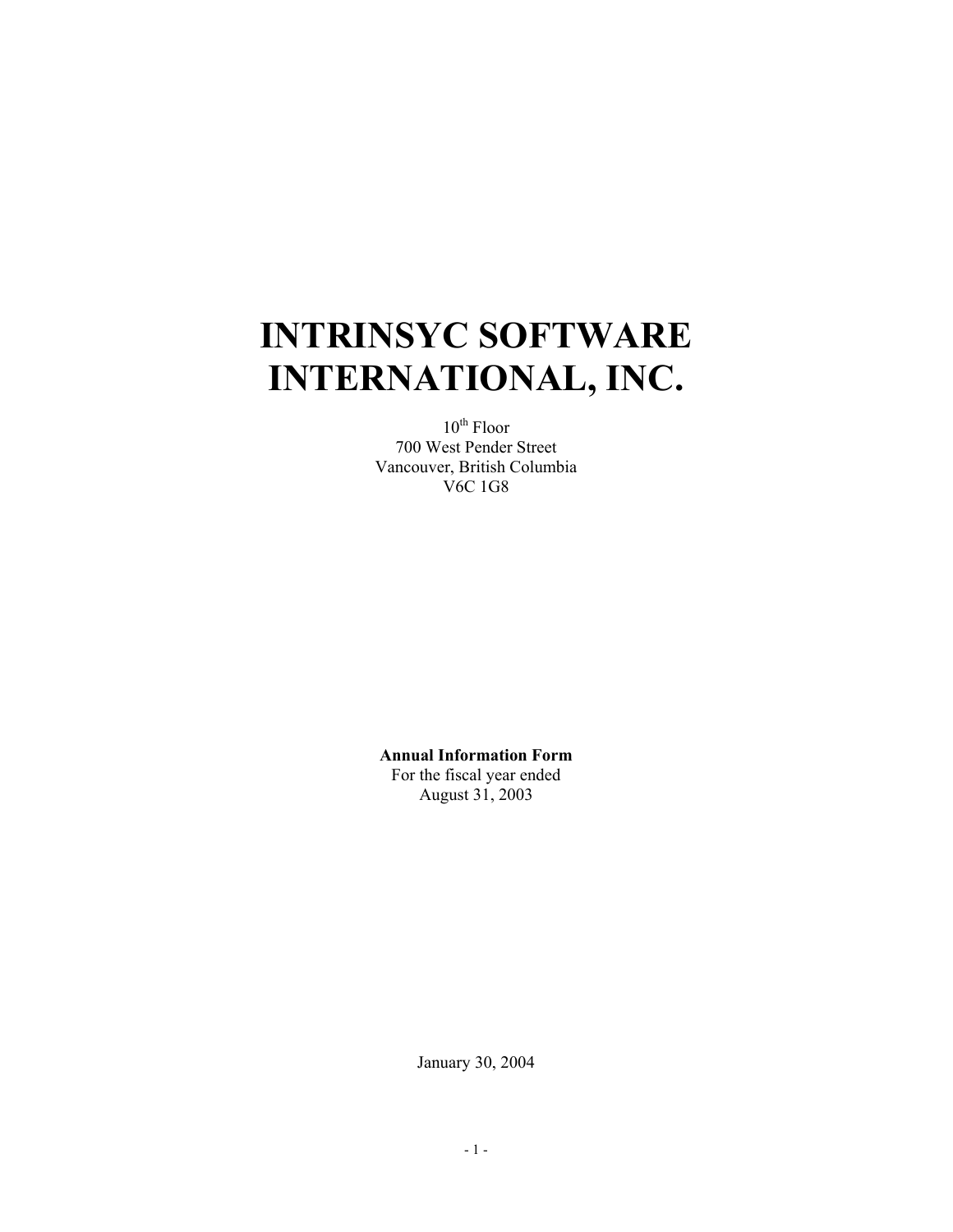# INTRINSYC SOFTWARE INTERNATIONAL, INC.

10th Floor
700 West Pender Street
Vancouver, British Columbia
V6C 1G8

**Annual Information Form**
For the fiscal year ended
August 31, 2003

January 30, 2004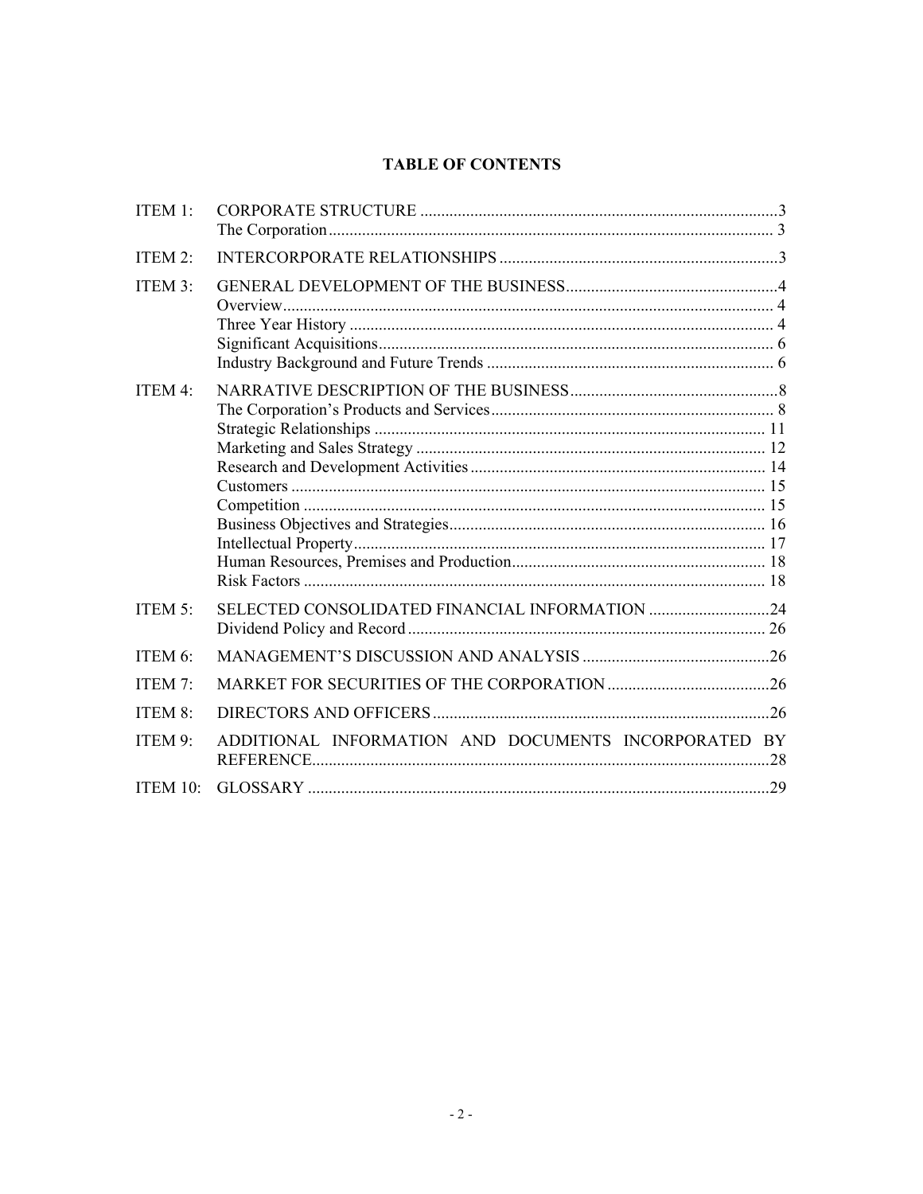# TABLE OF CONTENTS

| | | |
|---|---|---|
| ITEM 1: | CORPORATE STRUCTURE | 3 |
| | The Corporation | 3 |
| ITEM 2: | INTERCORPORATE RELATIONSHIPS | 3 |
| ITEM 3: | GENERAL DEVELOPMENT OF THE BUSINESS | 4 |
| | Overview | 4 |
| | Three Year History | 4 |
| | Significant Acquisitions | 6 |
| | Industry Background and Future Trends | 6 |
| ITEM 4: | NARRATIVE DESCRIPTION OF THE BUSINESS | 8 |
| | The Corporation's Products and Services | 8 |
| | Strategic Relationships | 11 |
| | Marketing and Sales Strategy | 12 |
| | Research and Development Activities | 14 |
| | Customers | 15 |
| | Competition | 15 |
| | Business Objectives and Strategies | 16 |
| | Intellectual Property | 17 |
| | Human Resources, Premises and Production | 18 |
| | Risk Factors | 18 |
| ITEM 5: | SELECTED CONSOLIDATED FINANCIAL INFORMATION | 24 |
| | Dividend Policy and Record | 26 |
| ITEM 6: | MANAGEMENT'S DISCUSSION AND ANALYSIS | 26 |
| ITEM 7: | MARKET FOR SECURITIES OF THE CORPORATION | 26 |
| ITEM 8: | DIRECTORS AND OFFICERS | 26 |
| ITEM 9: | ADDITIONAL INFORMATION AND DOCUMENTS INCORPORATED BY REFERENCE | 28 |
| ITEM 10: | GLOSSARY | 29 |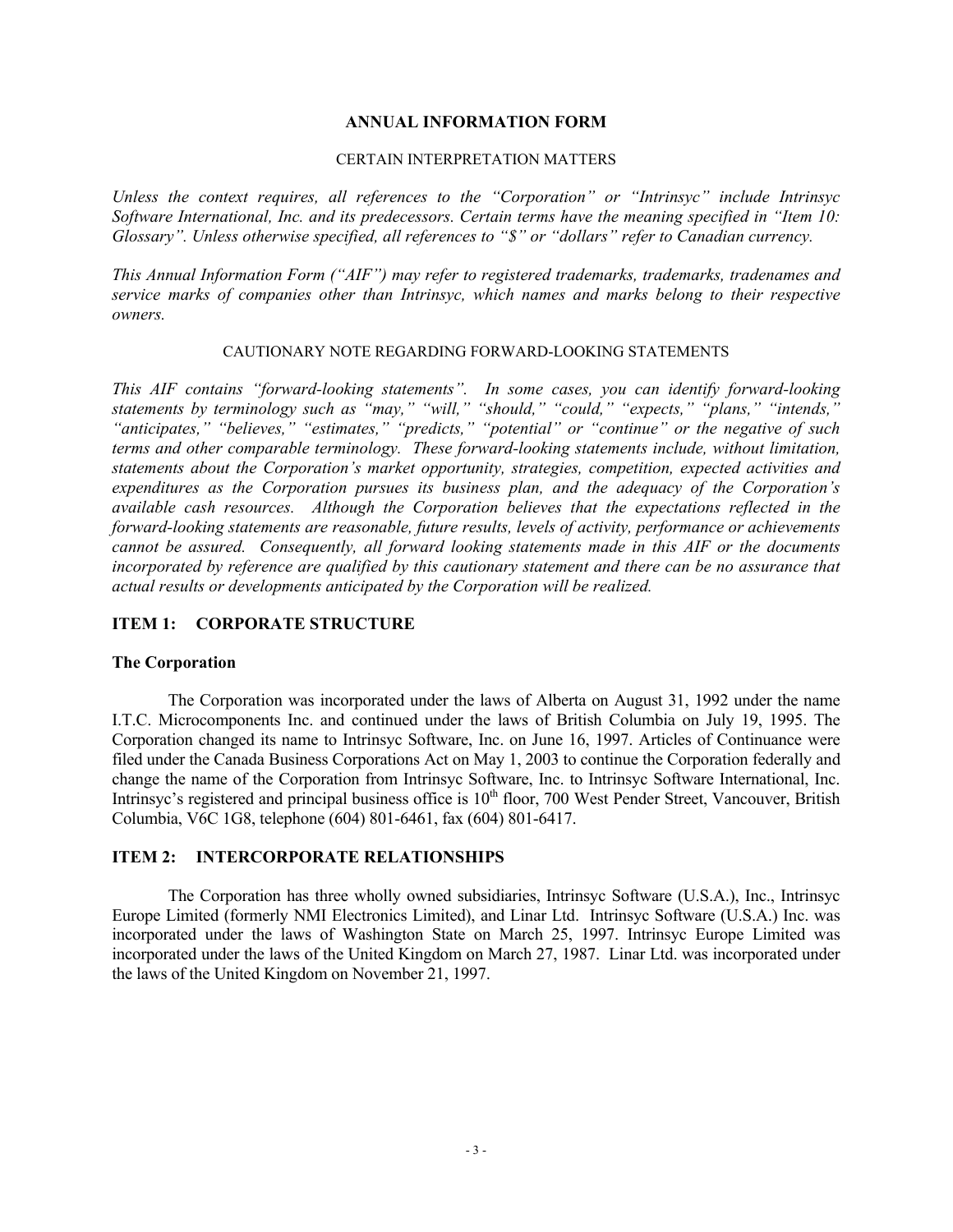# ANNUAL INFORMATION FORM

## CERTAIN INTERPRETATION MATTERS

*Unless the context requires, all references to the "Corporation" or "Intrinsyc" include Intrinsyc Software International, Inc. and its predecessors. Certain terms have the meaning specified in "Item 10: Glossary". Unless otherwise specified, all references to "$" or "dollars" refer to Canadian currency.*

*This Annual Information Form ("AIF") may refer to registered trademarks, trademarks, tradenames and service marks of companies other than Intrinsyc, which names and marks belong to their respective owners.*

## CAUTIONARY NOTE REGARDING FORWARD-LOOKING STATEMENTS

*This AIF contains "forward-looking statements". In some cases, you can identify forward-looking statements by terminology such as "may," "will," "should," "could," "expects," "plans," "intends," "anticipates," "believes," "estimates," "predicts," "potential" or "continue" or the negative of such terms and other comparable terminology. These forward-looking statements include, without limitation, statements about the Corporation's market opportunity, strategies, competition, expected activities and expenditures as the Corporation pursues its business plan, and the adequacy of the Corporation's available cash resources. Although the Corporation believes that the expectations reflected in the forward-looking statements are reasonable, future results, levels of activity, performance or achievements cannot be assured. Consequently, all forward looking statements made in this AIF or the documents incorporated by reference are qualified by this cautionary statement and there can be no assurance that actual results or developments anticipated by the Corporation will be realized.*

## ITEM 1: CORPORATE STRUCTURE

### The Corporation

The Corporation was incorporated under the laws of Alberta on August 31, 1992 under the name I.T.C. Microcomponents Inc. and continued under the laws of British Columbia on July 19, 1995. The Corporation changed its name to Intrinsyc Software, Inc. on June 16, 1997. Articles of Continuance were filed under the Canada Business Corporations Act on May 1, 2003 to continue the Corporation federally and change the name of the Corporation from Intrinsyc Software, Inc. to Intrinsyc Software International, Inc. Intrinsyc's registered and principal business office is 10th floor, 700 West Pender Street, Vancouver, British Columbia, V6C 1G8, telephone (604) 801-6461, fax (604) 801-6417.

## ITEM 2: INTERCORPORATE RELATIONSHIPS

The Corporation has three wholly owned subsidiaries, Intrinsyc Software (U.S.A.), Inc., Intrinsyc Europe Limited (formerly NMI Electronics Limited), and Linar Ltd. Intrinsyc Software (U.S.A.) Inc. was incorporated under the laws of Washington State on March 25, 1997. Intrinsyc Europe Limited was incorporated under the laws of the United Kingdom on March 27, 1987. Linar Ltd. was incorporated under the laws of the United Kingdom on November 21, 1997.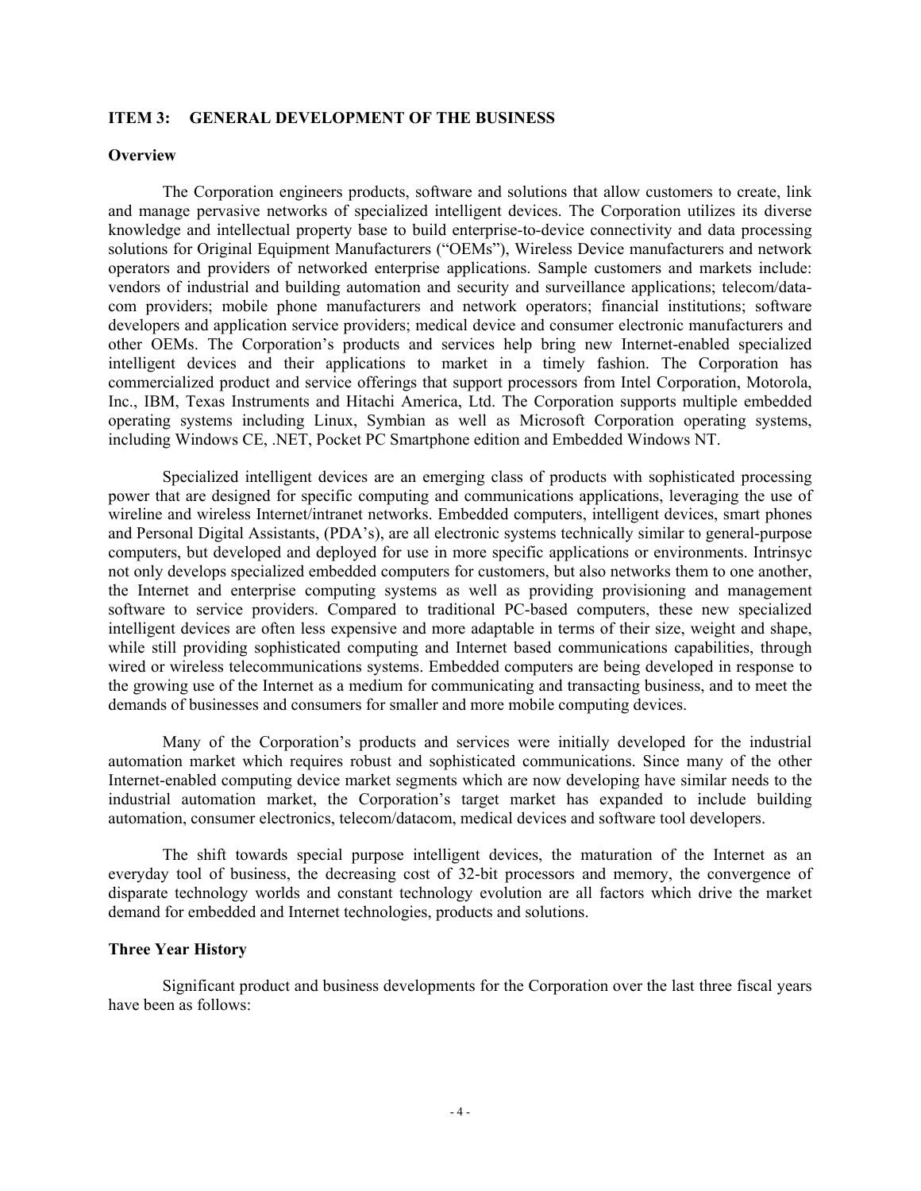## ITEM 3: GENERAL DEVELOPMENT OF THE BUSINESS

### Overview

The Corporation engineers products, software and solutions that allow customers to create, link and manage pervasive networks of specialized intelligent devices. The Corporation utilizes its diverse knowledge and intellectual property base to build enterprise-to-device connectivity and data processing solutions for Original Equipment Manufacturers ("OEMs"), Wireless Device manufacturers and network operators and providers of networked enterprise applications. Sample customers and markets include: vendors of industrial and building automation and security and surveillance applications; telecom/data-com providers; mobile phone manufacturers and network operators; financial institutions; software developers and application service providers; medical device and consumer electronic manufacturers and other OEMs. The Corporation's products and services help bring new Internet-enabled specialized intelligent devices and their applications to market in a timely fashion. The Corporation has commercialized product and service offerings that support processors from Intel Corporation, Motorola, Inc., IBM, Texas Instruments and Hitachi America, Ltd. The Corporation supports multiple embedded operating systems including Linux, Symbian as well as Microsoft Corporation operating systems, including Windows CE, .NET, Pocket PC Smartphone edition and Embedded Windows NT.

Specialized intelligent devices are an emerging class of products with sophisticated processing power that are designed for specific computing and communications applications, leveraging the use of wireline and wireless Internet/intranet networks. Embedded computers, intelligent devices, smart phones and Personal Digital Assistants, (PDA's), are all electronic systems technically similar to general-purpose computers, but developed and deployed for use in more specific applications or environments. Intrinsyc not only develops specialized embedded computers for customers, but also networks them to one another, the Internet and enterprise computing systems as well as providing provisioning and management software to service providers. Compared to traditional PC-based computers, these new specialized intelligent devices are often less expensive and more adaptable in terms of their size, weight and shape, while still providing sophisticated computing and Internet based communications capabilities, through wired or wireless telecommunications systems. Embedded computers are being developed in response to the growing use of the Internet as a medium for communicating and transacting business, and to meet the demands of businesses and consumers for smaller and more mobile computing devices.

Many of the Corporation's products and services were initially developed for the industrial automation market which requires robust and sophisticated communications. Since many of the other Internet-enabled computing device market segments which are now developing have similar needs to the industrial automation market, the Corporation's target market has expanded to include building automation, consumer electronics, telecom/datacom, medical devices and software tool developers.

The shift towards special purpose intelligent devices, the maturation of the Internet as an everyday tool of business, the decreasing cost of 32-bit processors and memory, the convergence of disparate technology worlds and constant technology evolution are all factors which drive the market demand for embedded and Internet technologies, products and solutions.

### Three Year History

Significant product and business developments for the Corporation over the last three fiscal years have been as follows: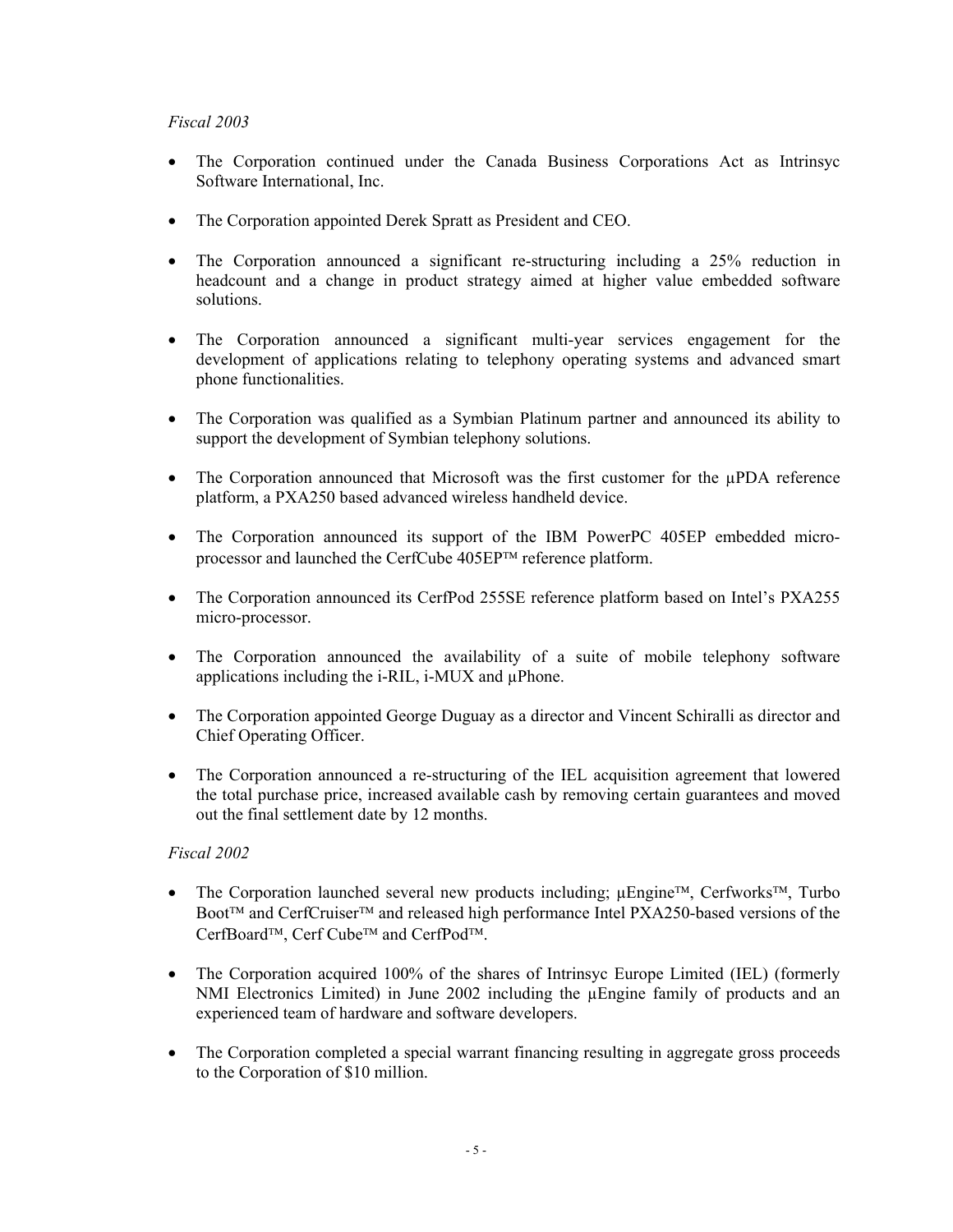*Fiscal 2003*

- The Corporation continued under the Canada Business Corporations Act as Intrinsyc Software International, Inc.

- The Corporation appointed Derek Spratt as President and CEO.

- The Corporation announced a significant re-structuring including a 25% reduction in headcount and a change in product strategy aimed at higher value embedded software solutions.

- The Corporation announced a significant multi-year services engagement for the development of applications relating to telephony operating systems and advanced smart phone functionalities.

- The Corporation was qualified as a Symbian Platinum partner and announced its ability to support the development of Symbian telephony solutions.

- The Corporation announced that Microsoft was the first customer for the µPDA reference platform, a PXA250 based advanced wireless handheld device.

- The Corporation announced its support of the IBM PowerPC 405EP embedded micro-processor and launched the CerfCube 405EP™ reference platform.

- The Corporation announced its CerfPod 255SE reference platform based on Intel's PXA255 micro-processor.

- The Corporation announced the availability of a suite of mobile telephony software applications including the i-RIL, i-MUX and µPhone.

- The Corporation appointed George Duguay as a director and Vincent Schiralli as director and Chief Operating Officer.

- The Corporation announced a re-structuring of the IEL acquisition agreement that lowered the total purchase price, increased available cash by removing certain guarantees and moved out the final settlement date by 12 months.

*Fiscal 2002*

- The Corporation launched several new products including; µEngine™, Cerfworks™, Turbo Boot™ and CerfCruiser™ and released high performance Intel PXA250-based versions of the CerfBoard™, Cerf Cube™ and CerfPod™.

- The Corporation acquired 100% of the shares of Intrinsyc Europe Limited (IEL) (formerly NMI Electronics Limited) in June 2002 including the µEngine family of products and an experienced team of hardware and software developers.

- The Corporation completed a special warrant financing resulting in aggregate gross proceeds to the Corporation of $10 million.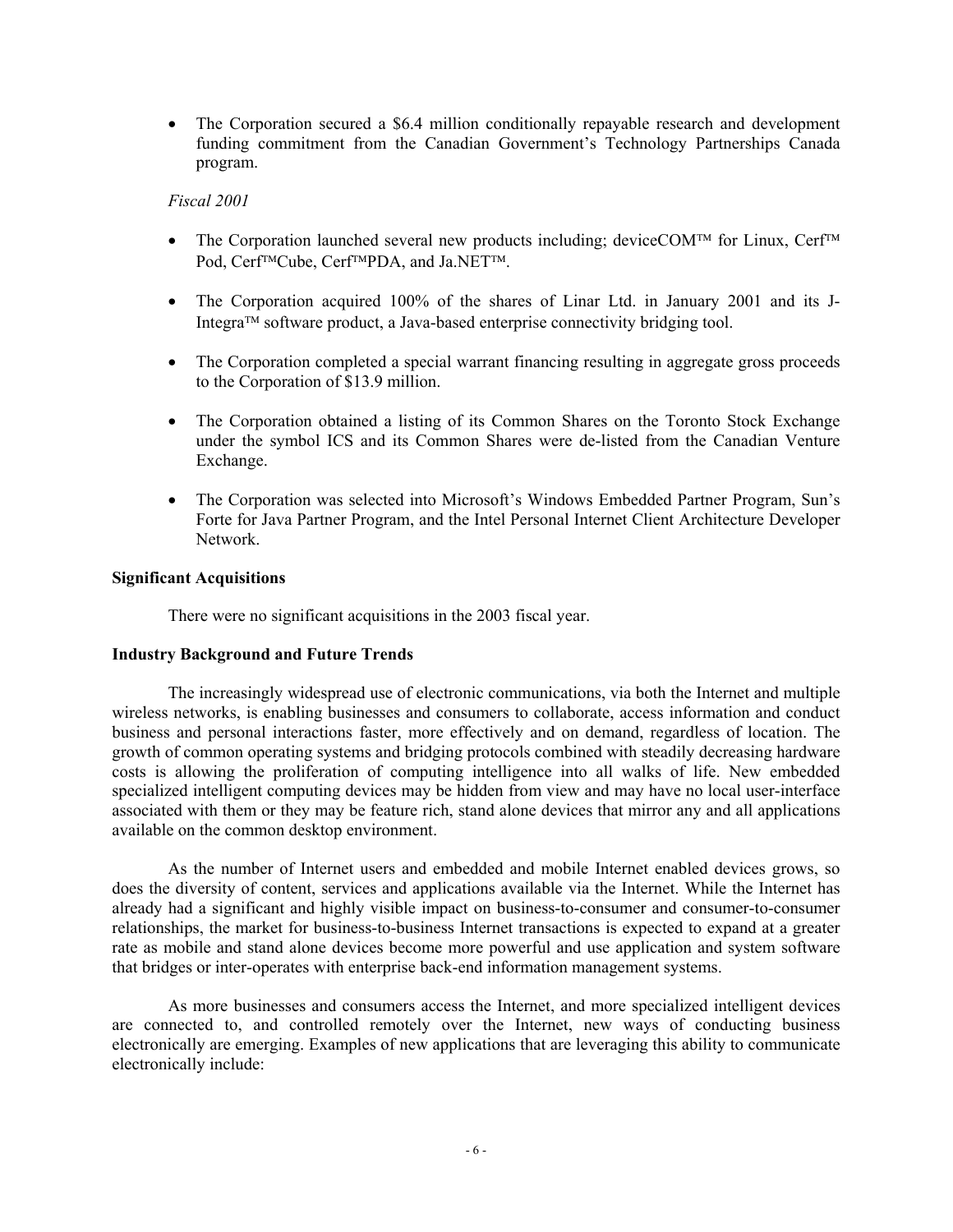- The Corporation secured a $6.4 million conditionally repayable research and development funding commitment from the Canadian Government's Technology Partnerships Canada program.

*Fiscal 2001*

- The Corporation launched several new products including; deviceCOM™ for Linux, Cerf™ Pod, Cerf™Cube, Cerf™PDA, and Ja.NET™.

- The Corporation acquired 100% of the shares of Linar Ltd. in January 2001 and its J-Integra™ software product, a Java-based enterprise connectivity bridging tool.

- The Corporation completed a special warrant financing resulting in aggregate gross proceeds to the Corporation of $13.9 million.

- The Corporation obtained a listing of its Common Shares on the Toronto Stock Exchange under the symbol ICS and its Common Shares were de-listed from the Canadian Venture Exchange.

- The Corporation was selected into Microsoft's Windows Embedded Partner Program, Sun's Forte for Java Partner Program, and the Intel Personal Internet Client Architecture Developer Network.

**Significant Acquisitions**

There were no significant acquisitions in the 2003 fiscal year.

**Industry Background and Future Trends**

The increasingly widespread use of electronic communications, via both the Internet and multiple wireless networks, is enabling businesses and consumers to collaborate, access information and conduct business and personal interactions faster, more effectively and on demand, regardless of location. The growth of common operating systems and bridging protocols combined with steadily decreasing hardware costs is allowing the proliferation of computing intelligence into all walks of life. New embedded specialized intelligent computing devices may be hidden from view and may have no local user-interface associated with them or they may be feature rich, stand alone devices that mirror any and all applications available on the common desktop environment.

As the number of Internet users and embedded and mobile Internet enabled devices grows, so does the diversity of content, services and applications available via the Internet. While the Internet has already had a significant and highly visible impact on business-to-consumer and consumer-to-consumer relationships, the market for business-to-business Internet transactions is expected to expand at a greater rate as mobile and stand alone devices become more powerful and use application and system software that bridges or inter-operates with enterprise back-end information management systems.

As more businesses and consumers access the Internet, and more specialized intelligent devices are connected to, and controlled remotely over the Internet, new ways of conducting business electronically are emerging. Examples of new applications that are leveraging this ability to communicate electronically include: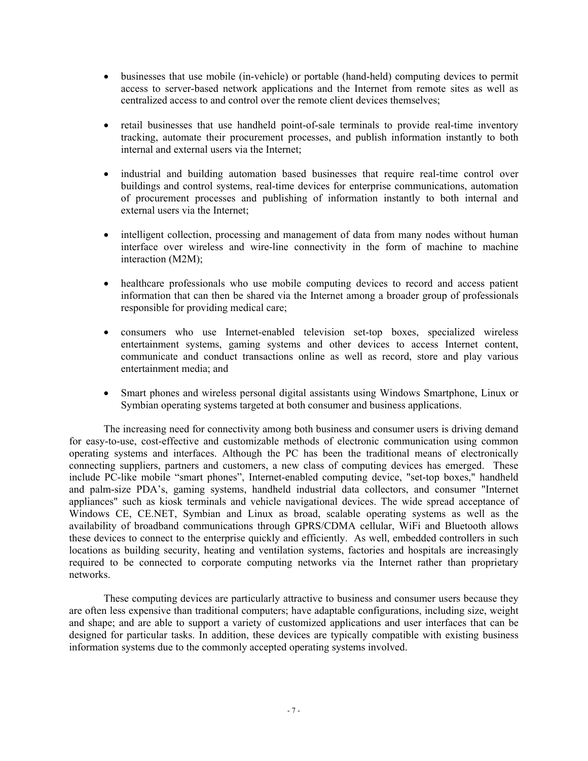- businesses that use mobile (in-vehicle) or portable (hand-held) computing devices to permit access to server-based network applications and the Internet from remote sites as well as centralized access to and control over the remote client devices themselves;

- retail businesses that use handheld point-of-sale terminals to provide real-time inventory tracking, automate their procurement processes, and publish information instantly to both internal and external users via the Internet;

- industrial and building automation based businesses that require real-time control over buildings and control systems, real-time devices for enterprise communications, automation of procurement processes and publishing of information instantly to both internal and external users via the Internet;

- intelligent collection, processing and management of data from many nodes without human interface over wireless and wire-line connectivity in the form of machine to machine interaction (M2M);

- healthcare professionals who use mobile computing devices to record and access patient information that can then be shared via the Internet among a broader group of professionals responsible for providing medical care;

- consumers who use Internet-enabled television set-top boxes, specialized wireless entertainment systems, gaming systems and other devices to access Internet content, communicate and conduct transactions online as well as record, store and play various entertainment media; and

- Smart phones and wireless personal digital assistants using Windows Smartphone, Linux or Symbian operating systems targeted at both consumer and business applications.

The increasing need for connectivity among both business and consumer users is driving demand for easy-to-use, cost-effective and customizable methods of electronic communication using common operating systems and interfaces. Although the PC has been the traditional means of electronically connecting suppliers, partners and customers, a new class of computing devices has emerged. These include PC-like mobile "smart phones", Internet-enabled computing device, "set-top boxes," handheld and palm-size PDA's, gaming systems, handheld industrial data collectors, and consumer "Internet appliances" such as kiosk terminals and vehicle navigational devices. The wide spread acceptance of Windows CE, CE.NET, Symbian and Linux as broad, scalable operating systems as well as the availability of broadband communications through GPRS/CDMA cellular, WiFi and Bluetooth allows these devices to connect to the enterprise quickly and efficiently. As well, embedded controllers in such locations as building security, heating and ventilation systems, factories and hospitals are increasingly required to be connected to corporate computing networks via the Internet rather than proprietary networks.

These computing devices are particularly attractive to business and consumer users because they are often less expensive than traditional computers; have adaptable configurations, including size, weight and shape; and are able to support a variety of customized applications and user interfaces that can be designed for particular tasks. In addition, these devices are typically compatible with existing business information systems due to the commonly accepted operating systems involved.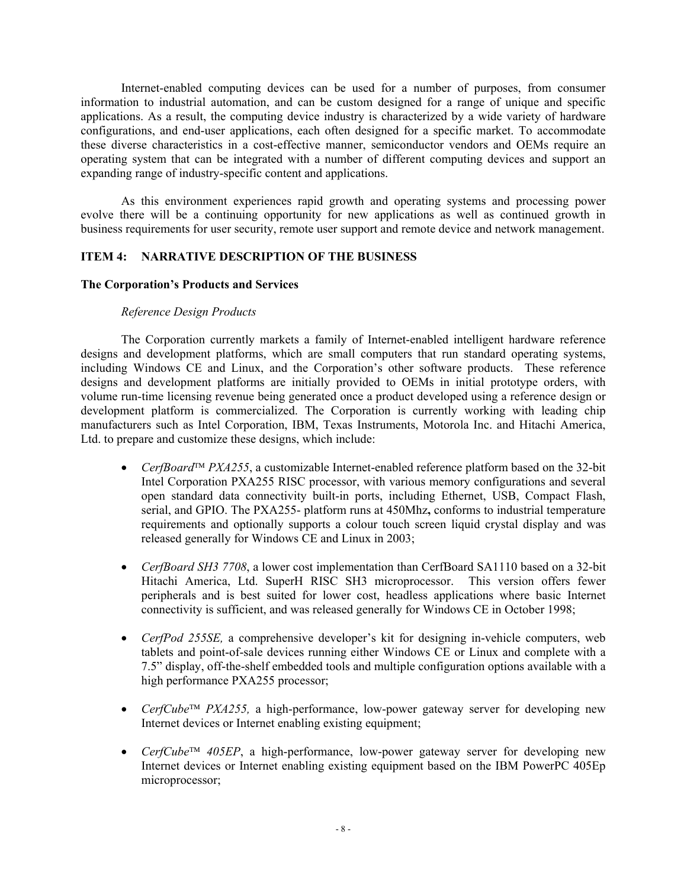Internet-enabled computing devices can be used for a number of purposes, from consumer information to industrial automation, and can be custom designed for a range of unique and specific applications. As a result, the computing device industry is characterized by a wide variety of hardware configurations, and end-user applications, each often designed for a specific market. To accommodate these diverse characteristics in a cost-effective manner, semiconductor vendors and OEMs require an operating system that can be integrated with a number of different computing devices and support an expanding range of industry-specific content and applications.

As this environment experiences rapid growth and operating systems and processing power evolve there will be a continuing opportunity for new applications as well as continued growth in business requirements for user security, remote user support and remote device and network management.

## ITEM 4: NARRATIVE DESCRIPTION OF THE BUSINESS

### The Corporation's Products and Services

*Reference Design Products*

The Corporation currently markets a family of Internet-enabled intelligent hardware reference designs and development platforms, which are small computers that run standard operating systems, including Windows CE and Linux, and the Corporation's other software products. These reference designs and development platforms are initially provided to OEMs in initial prototype orders, with volume run-time licensing revenue being generated once a product developed using a reference design or development platform is commercialized. The Corporation is currently working with leading chip manufacturers such as Intel Corporation, IBM, Texas Instruments, Motorola Inc. and Hitachi America, Ltd. to prepare and customize these designs, which include:

- *CerfBoard™ PXA255*, a customizable Internet-enabled reference platform based on the 32-bit Intel Corporation PXA255 RISC processor, with various memory configurations and several open standard data connectivity built-in ports, including Ethernet, USB, Compact Flash, serial, and GPIO. The PXA255- platform runs at 450Mhz**,** conforms to industrial temperature requirements and optionally supports a colour touch screen liquid crystal display and was released generally for Windows CE and Linux in 2003;

- *CerfBoard SH3 7708*, a lower cost implementation than CerfBoard SA1110 based on a 32-bit Hitachi America, Ltd. SuperH RISC SH3 microprocessor. This version offers fewer peripherals and is best suited for lower cost, headless applications where basic Internet connectivity is sufficient, and was released generally for Windows CE in October 1998;

- *CerfPod 255SE,* a comprehensive developer's kit for designing in-vehicle computers, web tablets and point-of-sale devices running either Windows CE or Linux and complete with a 7.5" display, off-the-shelf embedded tools and multiple configuration options available with a high performance PXA255 processor;

- *CerfCube™ PXA255,* a high-performance, low-power gateway server for developing new Internet devices or Internet enabling existing equipment;

- *CerfCube™ 405EP*, a high-performance, low-power gateway server for developing new Internet devices or Internet enabling existing equipment based on the IBM PowerPC 405Ep microprocessor;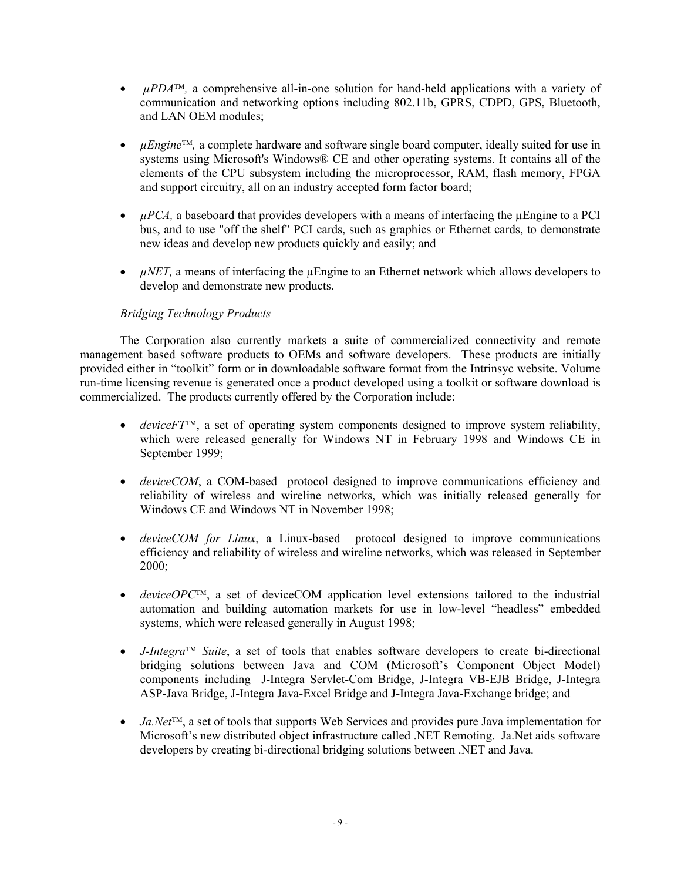- *µPDA™,* a comprehensive all-in-one solution for hand-held applications with a variety of communication and networking options including 802.11b, GPRS, CDPD, GPS, Bluetooth, and LAN OEM modules;

- *µEngine™,* a complete hardware and software single board computer, ideally suited for use in systems using Microsoft's Windows® CE and other operating systems. It contains all of the elements of the CPU subsystem including the microprocessor, RAM, flash memory, FPGA and support circuitry, all on an industry accepted form factor board;

- *µPCA,* a baseboard that provides developers with a means of interfacing the µEngine to a PCI bus, and to use "off the shelf" PCI cards, such as graphics or Ethernet cards, to demonstrate new ideas and develop new products quickly and easily; and

- *µNET,* a means of interfacing the µEngine to an Ethernet network which allows developers to develop and demonstrate new products.

*Bridging Technology Products*

The Corporation also currently markets a suite of commercialized connectivity and remote management based software products to OEMs and software developers. These products are initially provided either in "toolkit" form or in downloadable software format from the Intrinsyc website. Volume run-time licensing revenue is generated once a product developed using a toolkit or software download is commercialized. The products currently offered by the Corporation include:

- *deviceFT™*, a set of operating system components designed to improve system reliability, which were released generally for Windows NT in February 1998 and Windows CE in September 1999;

- *deviceCOM*, a COM-based protocol designed to improve communications efficiency and reliability of wireless and wireline networks, which was initially released generally for Windows CE and Windows NT in November 1998;

- *deviceCOM for Linux*, a Linux-based protocol designed to improve communications efficiency and reliability of wireless and wireline networks, which was released in September 2000;

- *deviceOPC™*, a set of deviceCOM application level extensions tailored to the industrial automation and building automation markets for use in low-level "headless" embedded systems, which were released generally in August 1998;

- *J-Integra™ Suite*, a set of tools that enables software developers to create bi-directional bridging solutions between Java and COM (Microsoft's Component Object Model) components including J-Integra Servlet-Com Bridge, J-Integra VB-EJB Bridge, J-Integra ASP-Java Bridge, J-Integra Java-Excel Bridge and J-Integra Java-Exchange bridge; and

- *Ja.Net™*, a set of tools that supports Web Services and provides pure Java implementation for Microsoft's new distributed object infrastructure called .NET Remoting. Ja.Net aids software developers by creating bi-directional bridging solutions between .NET and Java.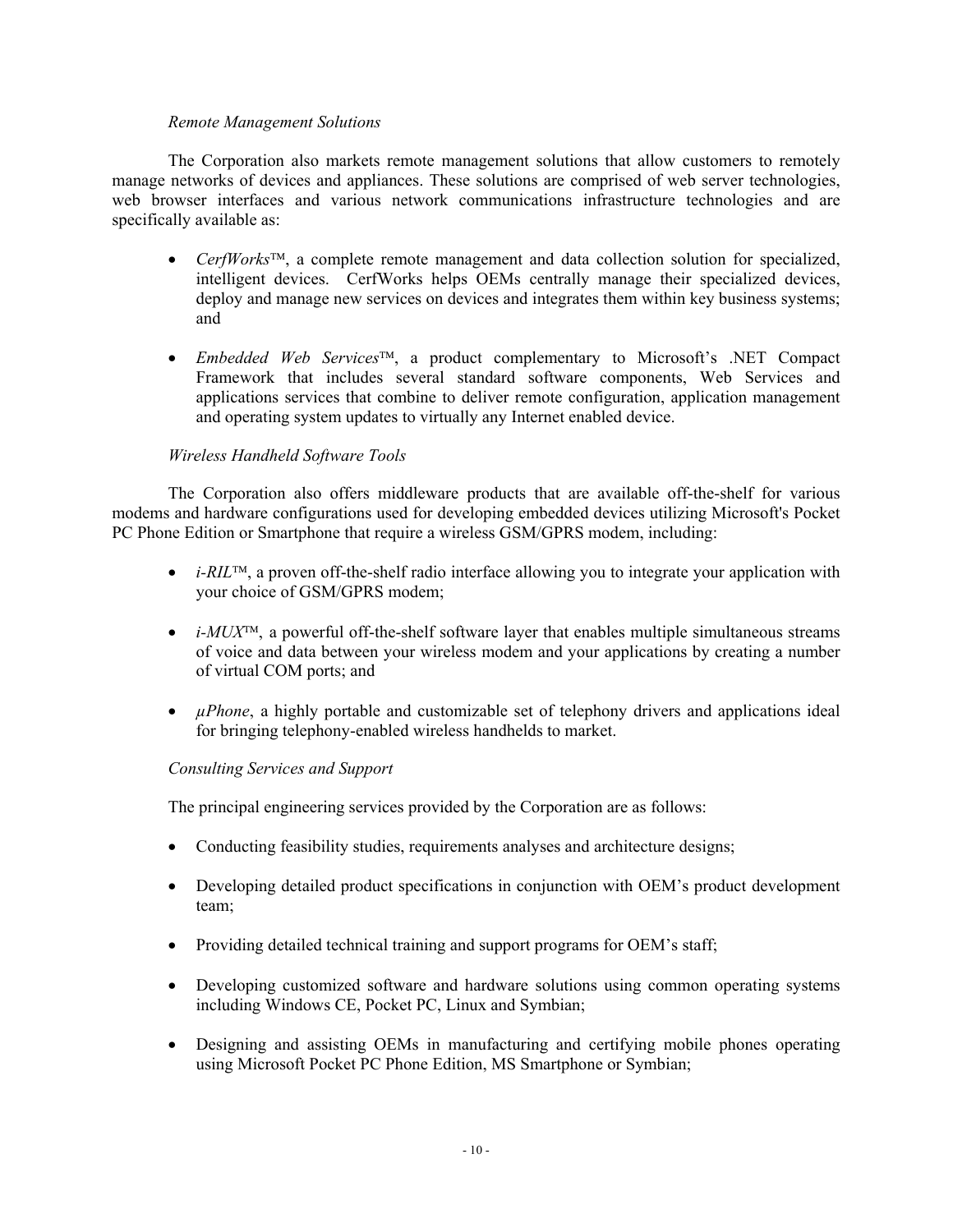*Remote Management Solutions*

The Corporation also markets remote management solutions that allow customers to remotely manage networks of devices and appliances. These solutions are comprised of web server technologies, web browser interfaces and various network communications infrastructure technologies and are specifically available as:

- *CerfWorks*™, a complete remote management and data collection solution for specialized, intelligent devices. CerfWorks helps OEMs centrally manage their specialized devices, deploy and manage new services on devices and integrates them within key business systems; and
- *Embedded Web Services*™, a product complementary to Microsoft's .NET Compact Framework that includes several standard software components, Web Services and applications services that combine to deliver remote configuration, application management and operating system updates to virtually any Internet enabled device.

*Wireless Handheld Software Tools*

The Corporation also offers middleware products that are available off-the-shelf for various modems and hardware configurations used for developing embedded devices utilizing Microsoft's Pocket PC Phone Edition or Smartphone that require a wireless GSM/GPRS modem, including:

- *i-RIL*™, a proven off-the-shelf radio interface allowing you to integrate your application with your choice of GSM/GPRS modem;
- *i-MUX*™, a powerful off-the-shelf software layer that enables multiple simultaneous streams of voice and data between your wireless modem and your applications by creating a number of virtual COM ports; and
- *µPhone*, a highly portable and customizable set of telephony drivers and applications ideal for bringing telephony-enabled wireless handhelds to market.

*Consulting Services and Support*

The principal engineering services provided by the Corporation are as follows:

- Conducting feasibility studies, requirements analyses and architecture designs;
- Developing detailed product specifications in conjunction with OEM's product development team;
- Providing detailed technical training and support programs for OEM's staff;
- Developing customized software and hardware solutions using common operating systems including Windows CE, Pocket PC, Linux and Symbian;
- Designing and assisting OEMs in manufacturing and certifying mobile phones operating using Microsoft Pocket PC Phone Edition, MS Smartphone or Symbian;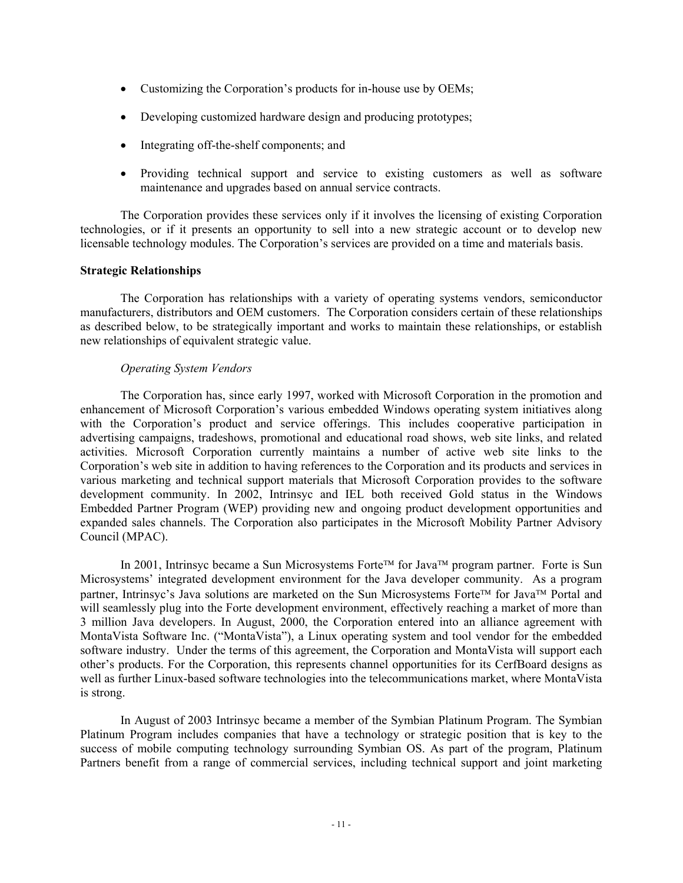- Customizing the Corporation's products for in-house use by OEMs;
- Developing customized hardware design and producing prototypes;
- Integrating off-the-shelf components; and
- Providing technical support and service to existing customers as well as software maintenance and upgrades based on annual service contracts.

The Corporation provides these services only if it involves the licensing of existing Corporation technologies, or if it presents an opportunity to sell into a new strategic account or to develop new licensable technology modules. The Corporation's services are provided on a time and materials basis.

**Strategic Relationships**

The Corporation has relationships with a variety of operating systems vendors, semiconductor manufacturers, distributors and OEM customers. The Corporation considers certain of these relationships as described below, to be strategically important and works to maintain these relationships, or establish new relationships of equivalent strategic value.

*Operating System Vendors*

The Corporation has, since early 1997, worked with Microsoft Corporation in the promotion and enhancement of Microsoft Corporation's various embedded Windows operating system initiatives along with the Corporation's product and service offerings. This includes cooperative participation in advertising campaigns, tradeshows, promotional and educational road shows, web site links, and related activities. Microsoft Corporation currently maintains a number of active web site links to the Corporation's web site in addition to having references to the Corporation and its products and services in various marketing and technical support materials that Microsoft Corporation provides to the software development community. In 2002, Intrinsyc and IEL both received Gold status in the Windows Embedded Partner Program (WEP) providing new and ongoing product development opportunities and expanded sales channels. The Corporation also participates in the Microsoft Mobility Partner Advisory Council (MPAC).

In 2001, Intrinsyc became a Sun Microsystems Forte™ for Java™ program partner. Forte is Sun Microsystems' integrated development environment for the Java developer community. As a program partner, Intrinsyc's Java solutions are marketed on the Sun Microsystems Forte™ for Java™ Portal and will seamlessly plug into the Forte development environment, effectively reaching a market of more than 3 million Java developers. In August, 2000, the Corporation entered into an alliance agreement with MontaVista Software Inc. ("MontaVista"), a Linux operating system and tool vendor for the embedded software industry. Under the terms of this agreement, the Corporation and MontaVista will support each other's products. For the Corporation, this represents channel opportunities for its CerfBoard designs as well as further Linux-based software technologies into the telecommunications market, where MontaVista is strong.

In August of 2003 Intrinsyc became a member of the Symbian Platinum Program. The Symbian Platinum Program includes companies that have a technology or strategic position that is key to the success of mobile computing technology surrounding Symbian OS. As part of the program, Platinum Partners benefit from a range of commercial services, including technical support and joint marketing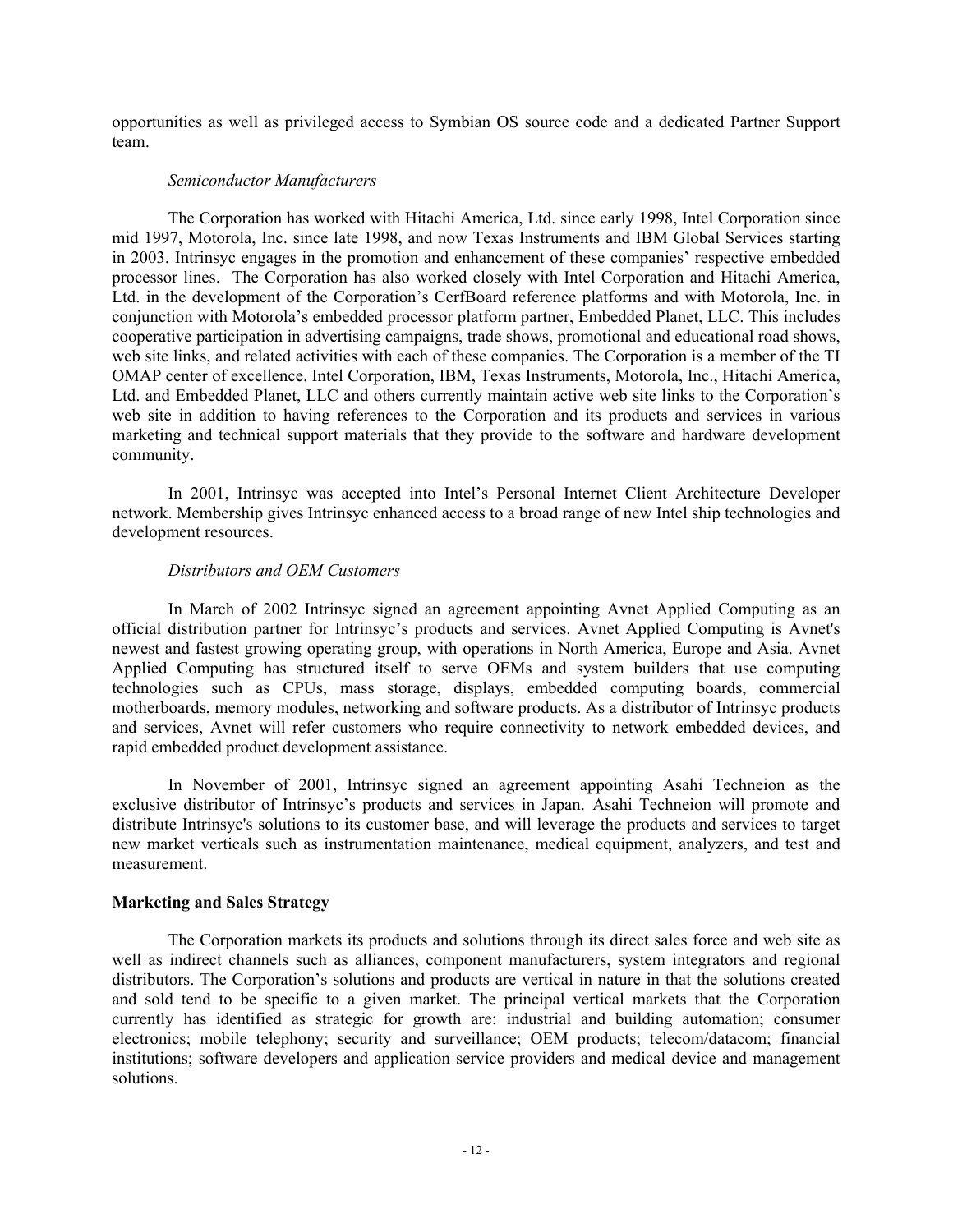opportunities as well as privileged access to Symbian OS source code and a dedicated Partner Support team.

*Semiconductor Manufacturers*

The Corporation has worked with Hitachi America, Ltd. since early 1998, Intel Corporation since mid 1997, Motorola, Inc. since late 1998, and now Texas Instruments and IBM Global Services starting in 2003. Intrinsyc engages in the promotion and enhancement of these companies' respective embedded processor lines. The Corporation has also worked closely with Intel Corporation and Hitachi America, Ltd. in the development of the Corporation's CerfBoard reference platforms and with Motorola, Inc. in conjunction with Motorola's embedded processor platform partner, Embedded Planet, LLC. This includes cooperative participation in advertising campaigns, trade shows, promotional and educational road shows, web site links, and related activities with each of these companies. The Corporation is a member of the TI OMAP center of excellence. Intel Corporation, IBM, Texas Instruments, Motorola, Inc., Hitachi America, Ltd. and Embedded Planet, LLC and others currently maintain active web site links to the Corporation's web site in addition to having references to the Corporation and its products and services in various marketing and technical support materials that they provide to the software and hardware development community.

In 2001, Intrinsyc was accepted into Intel's Personal Internet Client Architecture Developer network. Membership gives Intrinsyc enhanced access to a broad range of new Intel ship technologies and development resources.

*Distributors and OEM Customers*

In March of 2002 Intrinsyc signed an agreement appointing Avnet Applied Computing as an official distribution partner for Intrinsyc's products and services. Avnet Applied Computing is Avnet's newest and fastest growing operating group, with operations in North America, Europe and Asia. Avnet Applied Computing has structured itself to serve OEMs and system builders that use computing technologies such as CPUs, mass storage, displays, embedded computing boards, commercial motherboards, memory modules, networking and software products. As a distributor of Intrinsyc products and services, Avnet will refer customers who require connectivity to network embedded devices, and rapid embedded product development assistance.

In November of 2001, Intrinsyc signed an agreement appointing Asahi Techneion as the exclusive distributor of Intrinsyc's products and services in Japan. Asahi Techneion will promote and distribute Intrinsyc's solutions to its customer base, and will leverage the products and services to target new market verticals such as instrumentation maintenance, medical equipment, analyzers, and test and measurement.

**Marketing and Sales Strategy**

The Corporation markets its products and solutions through its direct sales force and web site as well as indirect channels such as alliances, component manufacturers, system integrators and regional distributors. The Corporation's solutions and products are vertical in nature in that the solutions created and sold tend to be specific to a given market. The principal vertical markets that the Corporation currently has identified as strategic for growth are: industrial and building automation; consumer electronics; mobile telephony; security and surveillance; OEM products; telecom/datacom; financial institutions; software developers and application service providers and medical device and management solutions.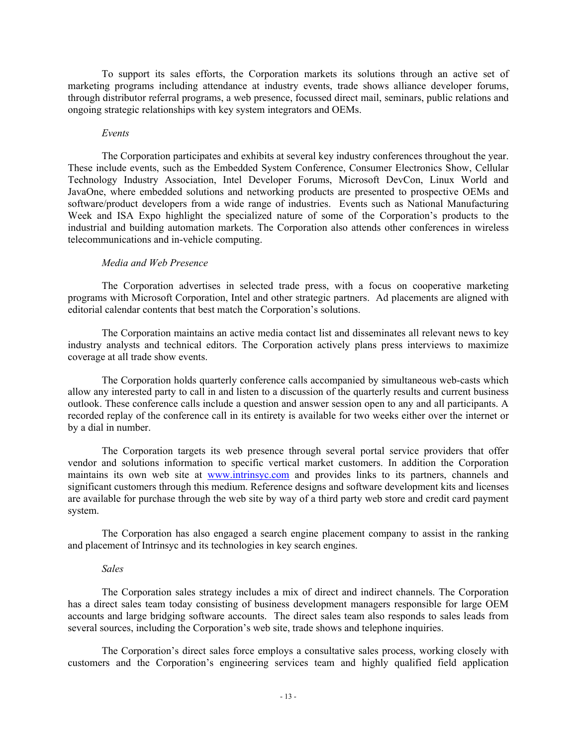To support its sales efforts, the Corporation markets its solutions through an active set of marketing programs including attendance at industry events, trade shows alliance developer forums, through distributor referral programs, a web presence, focussed direct mail, seminars, public relations and ongoing strategic relationships with key system integrators and OEMs.

*Events*

The Corporation participates and exhibits at several key industry conferences throughout the year. These include events, such as the Embedded System Conference, Consumer Electronics Show, Cellular Technology Industry Association, Intel Developer Forums, Microsoft DevCon, Linux World and JavaOne, where embedded solutions and networking products are presented to prospective OEMs and software/product developers from a wide range of industries. Events such as National Manufacturing Week and ISA Expo highlight the specialized nature of some of the Corporation's products to the industrial and building automation markets. The Corporation also attends other conferences in wireless telecommunications and in-vehicle computing.

*Media and Web Presence*

The Corporation advertises in selected trade press, with a focus on cooperative marketing programs with Microsoft Corporation, Intel and other strategic partners. Ad placements are aligned with editorial calendar contents that best match the Corporation's solutions.

The Corporation maintains an active media contact list and disseminates all relevant news to key industry analysts and technical editors. The Corporation actively plans press interviews to maximize coverage at all trade show events.

The Corporation holds quarterly conference calls accompanied by simultaneous web-casts which allow any interested party to call in and listen to a discussion of the quarterly results and current business outlook. These conference calls include a question and answer session open to any and all participants. A recorded replay of the conference call in its entirety is available for two weeks either over the internet or by a dial in number.

The Corporation targets its web presence through several portal service providers that offer vendor and solutions information to specific vertical market customers. In addition the Corporation maintains its own web site at www.intrinsyc.com and provides links to its partners, channels and significant customers through this medium. Reference designs and software development kits and licenses are available for purchase through the web site by way of a third party web store and credit card payment system.

The Corporation has also engaged a search engine placement company to assist in the ranking and placement of Intrinsyc and its technologies in key search engines.

*Sales*

The Corporation sales strategy includes a mix of direct and indirect channels. The Corporation has a direct sales team today consisting of business development managers responsible for large OEM accounts and large bridging software accounts. The direct sales team also responds to sales leads from several sources, including the Corporation's web site, trade shows and telephone inquiries.

The Corporation's direct sales force employs a consultative sales process, working closely with customers and the Corporation's engineering services team and highly qualified field application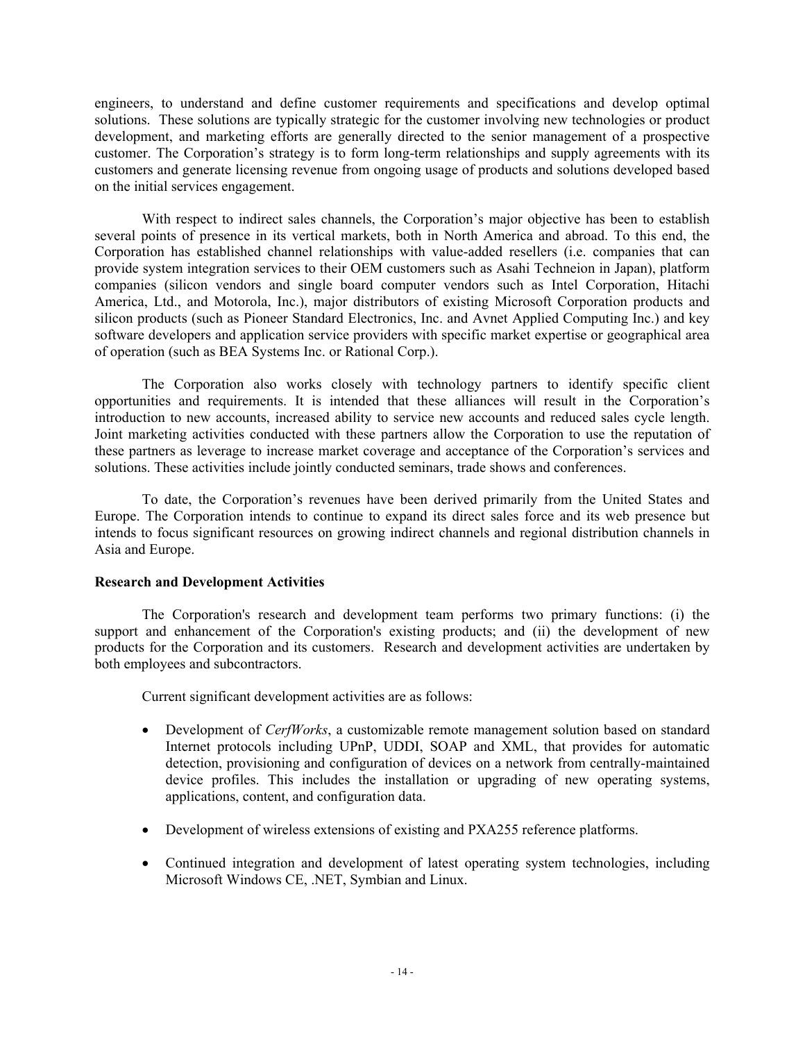engineers, to understand and define customer requirements and specifications and develop optimal solutions. These solutions are typically strategic for the customer involving new technologies or product development, and marketing efforts are generally directed to the senior management of a prospective customer. The Corporation's strategy is to form long-term relationships and supply agreements with its customers and generate licensing revenue from ongoing usage of products and solutions developed based on the initial services engagement.

With respect to indirect sales channels, the Corporation's major objective has been to establish several points of presence in its vertical markets, both in North America and abroad. To this end, the Corporation has established channel relationships with value-added resellers (i.e. companies that can provide system integration services to their OEM customers such as Asahi Techneion in Japan), platform companies (silicon vendors and single board computer vendors such as Intel Corporation, Hitachi America, Ltd., and Motorola, Inc.), major distributors of existing Microsoft Corporation products and silicon products (such as Pioneer Standard Electronics, Inc. and Avnet Applied Computing Inc.) and key software developers and application service providers with specific market expertise or geographical area of operation (such as BEA Systems Inc. or Rational Corp.).

The Corporation also works closely with technology partners to identify specific client opportunities and requirements. It is intended that these alliances will result in the Corporation's introduction to new accounts, increased ability to service new accounts and reduced sales cycle length. Joint marketing activities conducted with these partners allow the Corporation to use the reputation of these partners as leverage to increase market coverage and acceptance of the Corporation's services and solutions. These activities include jointly conducted seminars, trade shows and conferences.

To date, the Corporation's revenues have been derived primarily from the United States and Europe. The Corporation intends to continue to expand its direct sales force and its web presence but intends to focus significant resources on growing indirect channels and regional distribution channels in Asia and Europe.

**Research and Development Activities**

The Corporation's research and development team performs two primary functions: (i) the support and enhancement of the Corporation's existing products; and (ii) the development of new products for the Corporation and its customers. Research and development activities are undertaken by both employees and subcontractors.

Current significant development activities are as follows:

- Development of *CerfWorks*, a customizable remote management solution based on standard Internet protocols including UPnP, UDDI, SOAP and XML, that provides for automatic detection, provisioning and configuration of devices on a network from centrally-maintained device profiles. This includes the installation or upgrading of new operating systems, applications, content, and configuration data.

- Development of wireless extensions of existing and PXA255 reference platforms.

- Continued integration and development of latest operating system technologies, including Microsoft Windows CE, .NET, Symbian and Linux.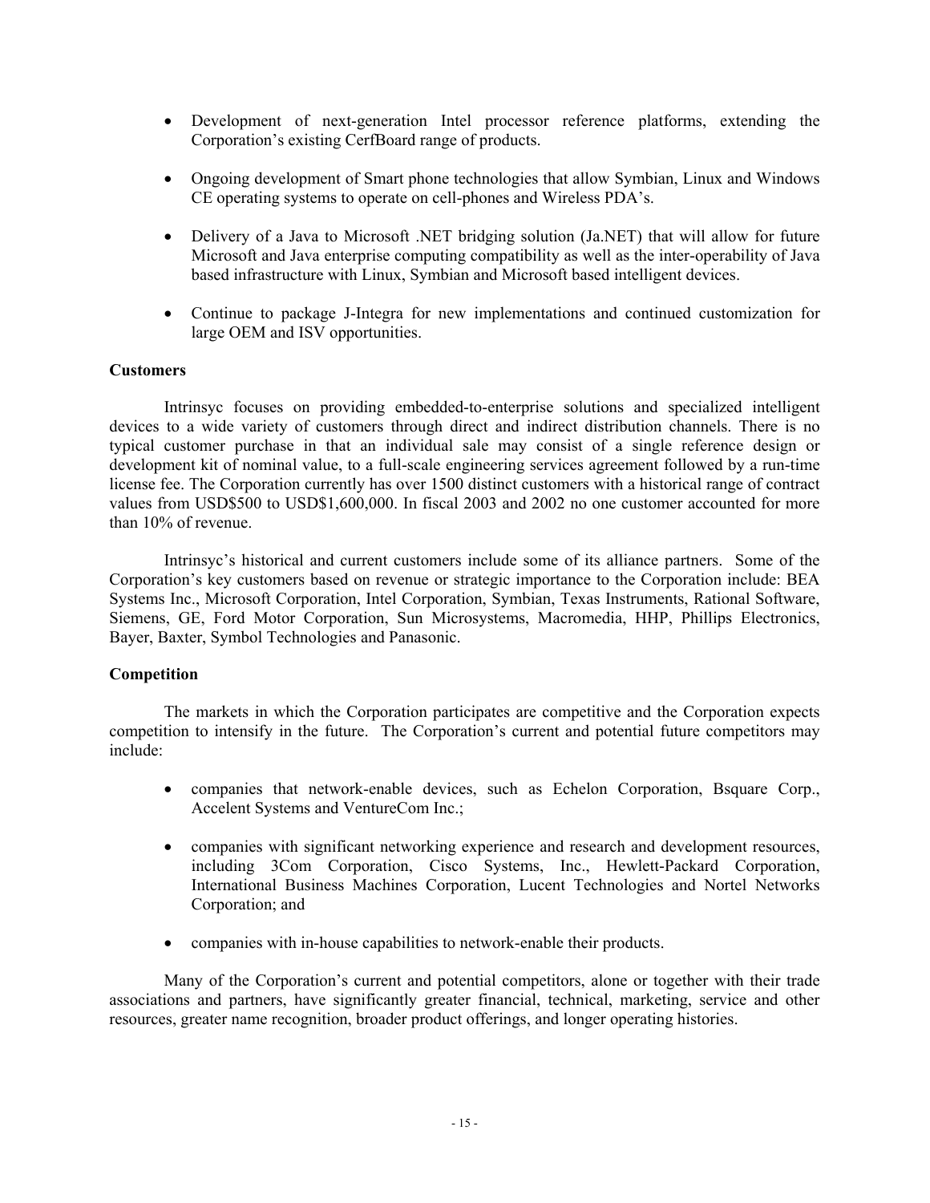- Development of next-generation Intel processor reference platforms, extending the Corporation's existing CerfBoard range of products.

- Ongoing development of Smart phone technologies that allow Symbian, Linux and Windows CE operating systems to operate on cell-phones and Wireless PDA's.

- Delivery of a Java to Microsoft .NET bridging solution (Ja.NET) that will allow for future Microsoft and Java enterprise computing compatibility as well as the inter-operability of Java based infrastructure with Linux, Symbian and Microsoft based intelligent devices.

- Continue to package J-Integra for new implementations and continued customization for large OEM and ISV opportunities.

**Customers**

Intrinsyc focuses on providing embedded-to-enterprise solutions and specialized intelligent devices to a wide variety of customers through direct and indirect distribution channels. There is no typical customer purchase in that an individual sale may consist of a single reference design or development kit of nominal value, to a full-scale engineering services agreement followed by a run-time license fee. The Corporation currently has over 1500 distinct customers with a historical range of contract values from USD$500 to USD$1,600,000. In fiscal 2003 and 2002 no one customer accounted for more than 10% of revenue.

Intrinsyc's historical and current customers include some of its alliance partners. Some of the Corporation's key customers based on revenue or strategic importance to the Corporation include: BEA Systems Inc., Microsoft Corporation, Intel Corporation, Symbian, Texas Instruments, Rational Software, Siemens, GE, Ford Motor Corporation, Sun Microsystems, Macromedia, HHP, Phillips Electronics, Bayer, Baxter, Symbol Technologies and Panasonic.

**Competition**

The markets in which the Corporation participates are competitive and the Corporation expects competition to intensify in the future. The Corporation's current and potential future competitors may include:

- companies that network-enable devices, such as Echelon Corporation, Bsquare Corp., Accelent Systems and VentureCom Inc.;

- companies with significant networking experience and research and development resources, including 3Com Corporation, Cisco Systems, Inc., Hewlett-Packard Corporation, International Business Machines Corporation, Lucent Technologies and Nortel Networks Corporation; and

- companies with in-house capabilities to network-enable their products.

Many of the Corporation's current and potential competitors, alone or together with their trade associations and partners, have significantly greater financial, technical, marketing, service and other resources, greater name recognition, broader product offerings, and longer operating histories.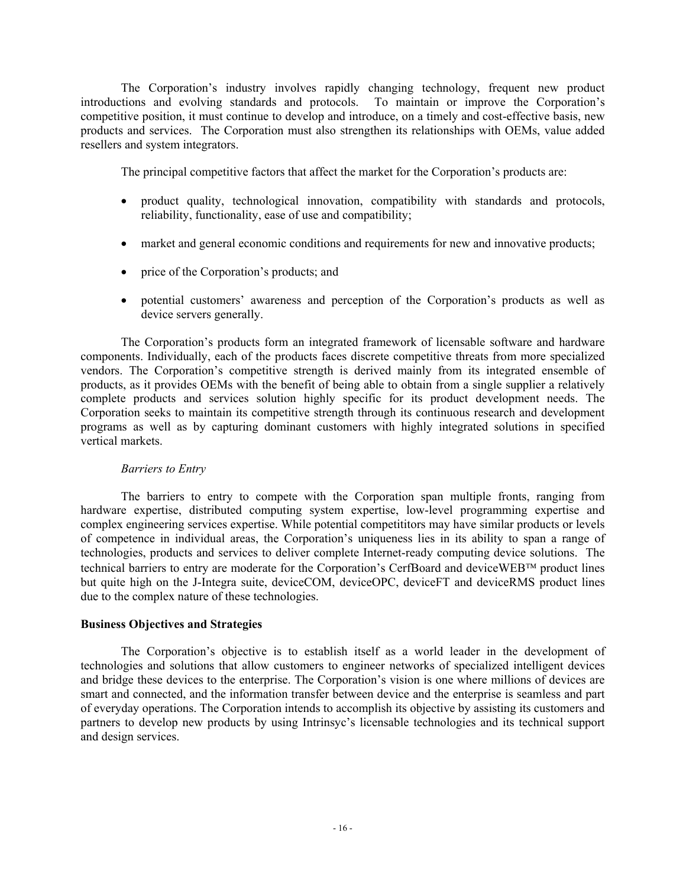The Corporation's industry involves rapidly changing technology, frequent new product introductions and evolving standards and protocols. To maintain or improve the Corporation's competitive position, it must continue to develop and introduce, on a timely and cost-effective basis, new products and services. The Corporation must also strengthen its relationships with OEMs, value added resellers and system integrators.

The principal competitive factors that affect the market for the Corporation's products are:

- product quality, technological innovation, compatibility with standards and protocols, reliability, functionality, ease of use and compatibility;
- market and general economic conditions and requirements for new and innovative products;
- price of the Corporation's products; and
- potential customers' awareness and perception of the Corporation's products as well as device servers generally.

The Corporation's products form an integrated framework of licensable software and hardware components. Individually, each of the products faces discrete competitive threats from more specialized vendors. The Corporation's competitive strength is derived mainly from its integrated ensemble of products, as it provides OEMs with the benefit of being able to obtain from a single supplier a relatively complete products and services solution highly specific for its product development needs. The Corporation seeks to maintain its competitive strength through its continuous research and development programs as well as by capturing dominant customers with highly integrated solutions in specified vertical markets.

*Barriers to Entry*

The barriers to entry to compete with the Corporation span multiple fronts, ranging from hardware expertise, distributed computing system expertise, low-level programming expertise and complex engineering services expertise. While potential competititors may have similar products or levels of competence in individual areas, the Corporation's uniqueness lies in its ability to span a range of technologies, products and services to deliver complete Internet-ready computing device solutions. The technical barriers to entry are moderate for the Corporation's CerfBoard and deviceWEB™ product lines but quite high on the J-Integra suite, deviceCOM, deviceOPC, deviceFT and deviceRMS product lines due to the complex nature of these technologies.

**Business Objectives and Strategies**

The Corporation's objective is to establish itself as a world leader in the development of technologies and solutions that allow customers to engineer networks of specialized intelligent devices and bridge these devices to the enterprise. The Corporation's vision is one where millions of devices are smart and connected, and the information transfer between device and the enterprise is seamless and part of everyday operations. The Corporation intends to accomplish its objective by assisting its customers and partners to develop new products by using Intrinsyc's licensable technologies and its technical support and design services.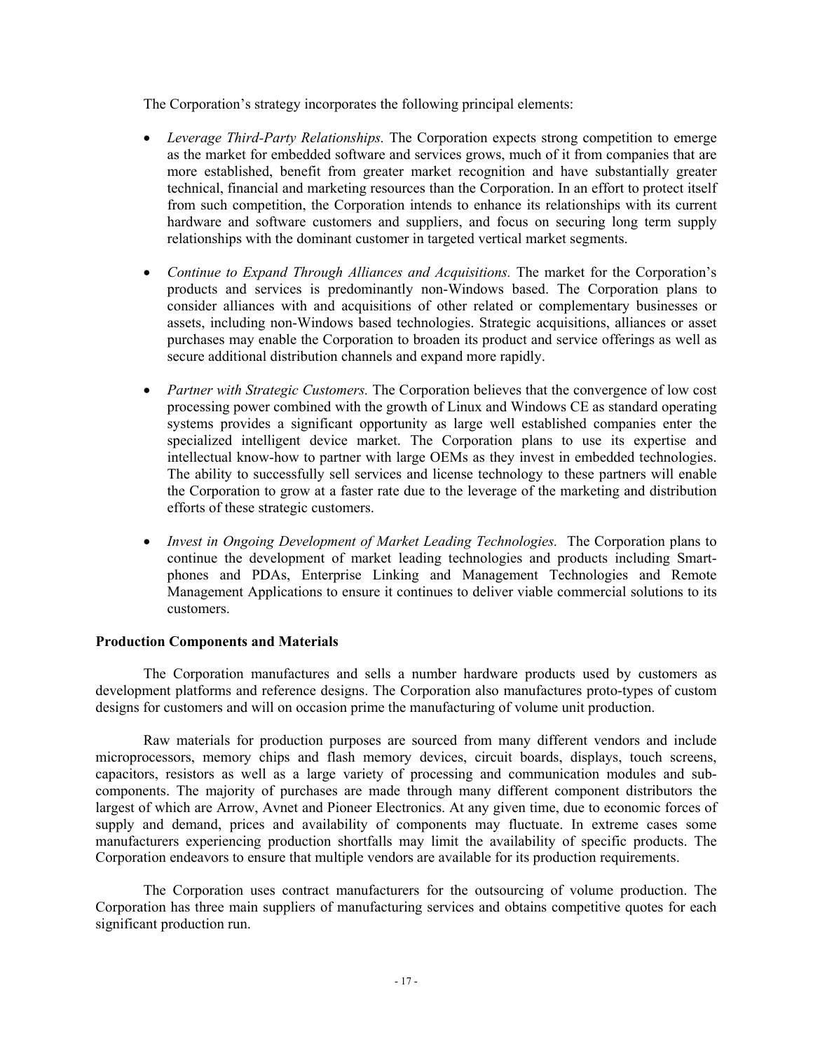The Corporation's strategy incorporates the following principal elements:

- *Leverage Third-Party Relationships.* The Corporation expects strong competition to emerge as the market for embedded software and services grows, much of it from companies that are more established, benefit from greater market recognition and have substantially greater technical, financial and marketing resources than the Corporation. In an effort to protect itself from such competition, the Corporation intends to enhance its relationships with its current hardware and software customers and suppliers, and focus on securing long term supply relationships with the dominant customer in targeted vertical market segments.

- *Continue to Expand Through Alliances and Acquisitions.* The market for the Corporation's products and services is predominantly non-Windows based. The Corporation plans to consider alliances with and acquisitions of other related or complementary businesses or assets, including non-Windows based technologies. Strategic acquisitions, alliances or asset purchases may enable the Corporation to broaden its product and service offerings as well as secure additional distribution channels and expand more rapidly.

- *Partner with Strategic Customers.* The Corporation believes that the convergence of low cost processing power combined with the growth of Linux and Windows CE as standard operating systems provides a significant opportunity as large well established companies enter the specialized intelligent device market. The Corporation plans to use its expertise and intellectual know-how to partner with large OEMs as they invest in embedded technologies. The ability to successfully sell services and license technology to these partners will enable the Corporation to grow at a faster rate due to the leverage of the marketing and distribution efforts of these strategic customers.

- *Invest in Ongoing Development of Market Leading Technologies.* The Corporation plans to continue the development of market leading technologies and products including Smart-phones and PDAs, Enterprise Linking and Management Technologies and Remote Management Applications to ensure it continues to deliver viable commercial solutions to its customers.

**Production Components and Materials**

The Corporation manufactures and sells a number hardware products used by customers as development platforms and reference designs. The Corporation also manufactures proto-types of custom designs for customers and will on occasion prime the manufacturing of volume unit production.

Raw materials for production purposes are sourced from many different vendors and include microprocessors, memory chips and flash memory devices, circuit boards, displays, touch screens, capacitors, resistors as well as a large variety of processing and communication modules and sub-components. The majority of purchases are made through many different component distributors the largest of which are Arrow, Avnet and Pioneer Electronics. At any given time, due to economic forces of supply and demand, prices and availability of components may fluctuate. In extreme cases some manufacturers experiencing production shortfalls may limit the availability of specific products. The Corporation endeavors to ensure that multiple vendors are available for its production requirements.

The Corporation uses contract manufacturers for the outsourcing of volume production. The Corporation has three main suppliers of manufacturing services and obtains competitive quotes for each significant production run.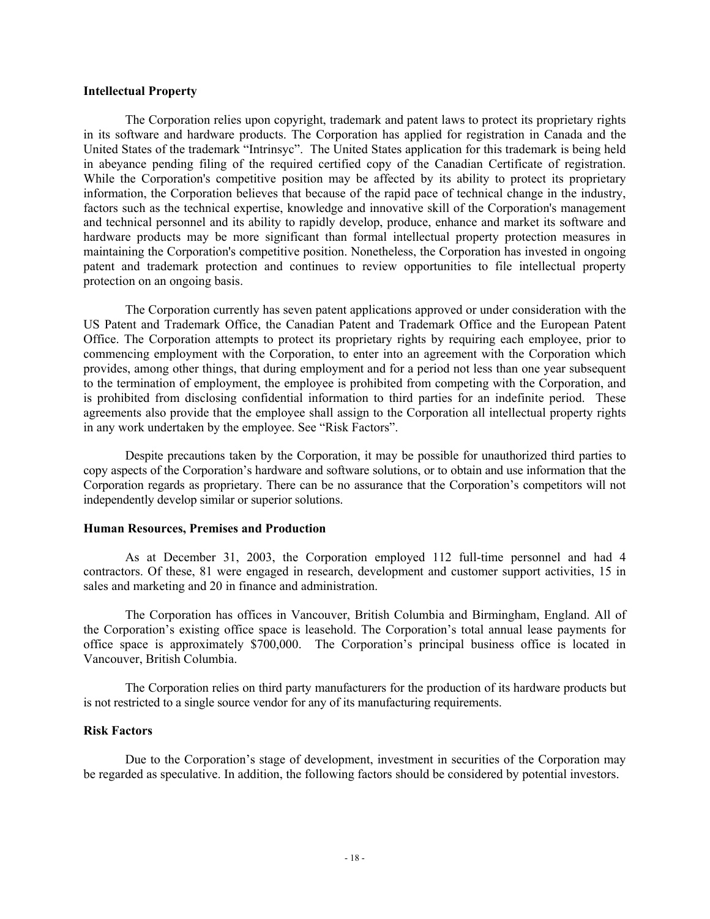**Intellectual Property**

The Corporation relies upon copyright, trademark and patent laws to protect its proprietary rights in its software and hardware products. The Corporation has applied for registration in Canada and the United States of the trademark "Intrinsyc". The United States application for this trademark is being held in abeyance pending filing of the required certified copy of the Canadian Certificate of registration. While the Corporation's competitive position may be affected by its ability to protect its proprietary information, the Corporation believes that because of the rapid pace of technical change in the industry, factors such as the technical expertise, knowledge and innovative skill of the Corporation's management and technical personnel and its ability to rapidly develop, produce, enhance and market its software and hardware products may be more significant than formal intellectual property protection measures in maintaining the Corporation's competitive position. Nonetheless, the Corporation has invested in ongoing patent and trademark protection and continues to review opportunities to file intellectual property protection on an ongoing basis.

The Corporation currently has seven patent applications approved or under consideration with the US Patent and Trademark Office, the Canadian Patent and Trademark Office and the European Patent Office. The Corporation attempts to protect its proprietary rights by requiring each employee, prior to commencing employment with the Corporation, to enter into an agreement with the Corporation which provides, among other things, that during employment and for a period not less than one year subsequent to the termination of employment, the employee is prohibited from competing with the Corporation, and is prohibited from disclosing confidential information to third parties for an indefinite period. These agreements also provide that the employee shall assign to the Corporation all intellectual property rights in any work undertaken by the employee. See "Risk Factors".

Despite precautions taken by the Corporation, it may be possible for unauthorized third parties to copy aspects of the Corporation's hardware and software solutions, or to obtain and use information that the Corporation regards as proprietary. There can be no assurance that the Corporation's competitors will not independently develop similar or superior solutions.

**Human Resources, Premises and Production**

As at December 31, 2003, the Corporation employed 112 full-time personnel and had 4 contractors. Of these, 81 were engaged in research, development and customer support activities, 15 in sales and marketing and 20 in finance and administration.

The Corporation has offices in Vancouver, British Columbia and Birmingham, England. All of the Corporation's existing office space is leasehold. The Corporation's total annual lease payments for office space is approximately $700,000. The Corporation's principal business office is located in Vancouver, British Columbia.

The Corporation relies on third party manufacturers for the production of its hardware products but is not restricted to a single source vendor for any of its manufacturing requirements.

**Risk Factors**

Due to the Corporation's stage of development, investment in securities of the Corporation may be regarded as speculative. In addition, the following factors should be considered by potential investors.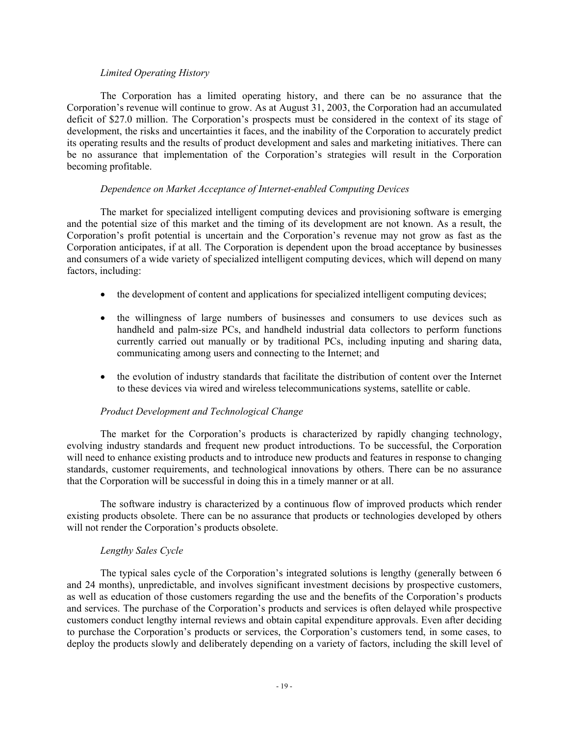*Limited Operating History*

The Corporation has a limited operating history, and there can be no assurance that the Corporation's revenue will continue to grow. As at August 31, 2003, the Corporation had an accumulated deficit of $27.0 million. The Corporation's prospects must be considered in the context of its stage of development, the risks and uncertainties it faces, and the inability of the Corporation to accurately predict its operating results and the results of product development and sales and marketing initiatives. There can be no assurance that implementation of the Corporation's strategies will result in the Corporation becoming profitable.

*Dependence on Market Acceptance of Internet-enabled Computing Devices*

The market for specialized intelligent computing devices and provisioning software is emerging and the potential size of this market and the timing of its development are not known. As a result, the Corporation's profit potential is uncertain and the Corporation's revenue may not grow as fast as the Corporation anticipates, if at all. The Corporation is dependent upon the broad acceptance by businesses and consumers of a wide variety of specialized intelligent computing devices, which will depend on many factors, including:

- the development of content and applications for specialized intelligent computing devices;
- the willingness of large numbers of businesses and consumers to use devices such as handheld and palm-size PCs, and handheld industrial data collectors to perform functions currently carried out manually or by traditional PCs, including inputing and sharing data, communicating among users and connecting to the Internet; and
- the evolution of industry standards that facilitate the distribution of content over the Internet to these devices via wired and wireless telecommunications systems, satellite or cable.

*Product Development and Technological Change*

The market for the Corporation's products is characterized by rapidly changing technology, evolving industry standards and frequent new product introductions. To be successful, the Corporation will need to enhance existing products and to introduce new products and features in response to changing standards, customer requirements, and technological innovations by others. There can be no assurance that the Corporation will be successful in doing this in a timely manner or at all.

The software industry is characterized by a continuous flow of improved products which render existing products obsolete. There can be no assurance that products or technologies developed by others will not render the Corporation's products obsolete.

*Lengthy Sales Cycle*

The typical sales cycle of the Corporation's integrated solutions is lengthy (generally between 6 and 24 months), unpredictable, and involves significant investment decisions by prospective customers, as well as education of those customers regarding the use and the benefits of the Corporation's products and services. The purchase of the Corporation's products and services is often delayed while prospective customers conduct lengthy internal reviews and obtain capital expenditure approvals. Even after deciding to purchase the Corporation's products or services, the Corporation's customers tend, in some cases, to deploy the products slowly and deliberately depending on a variety of factors, including the skill level of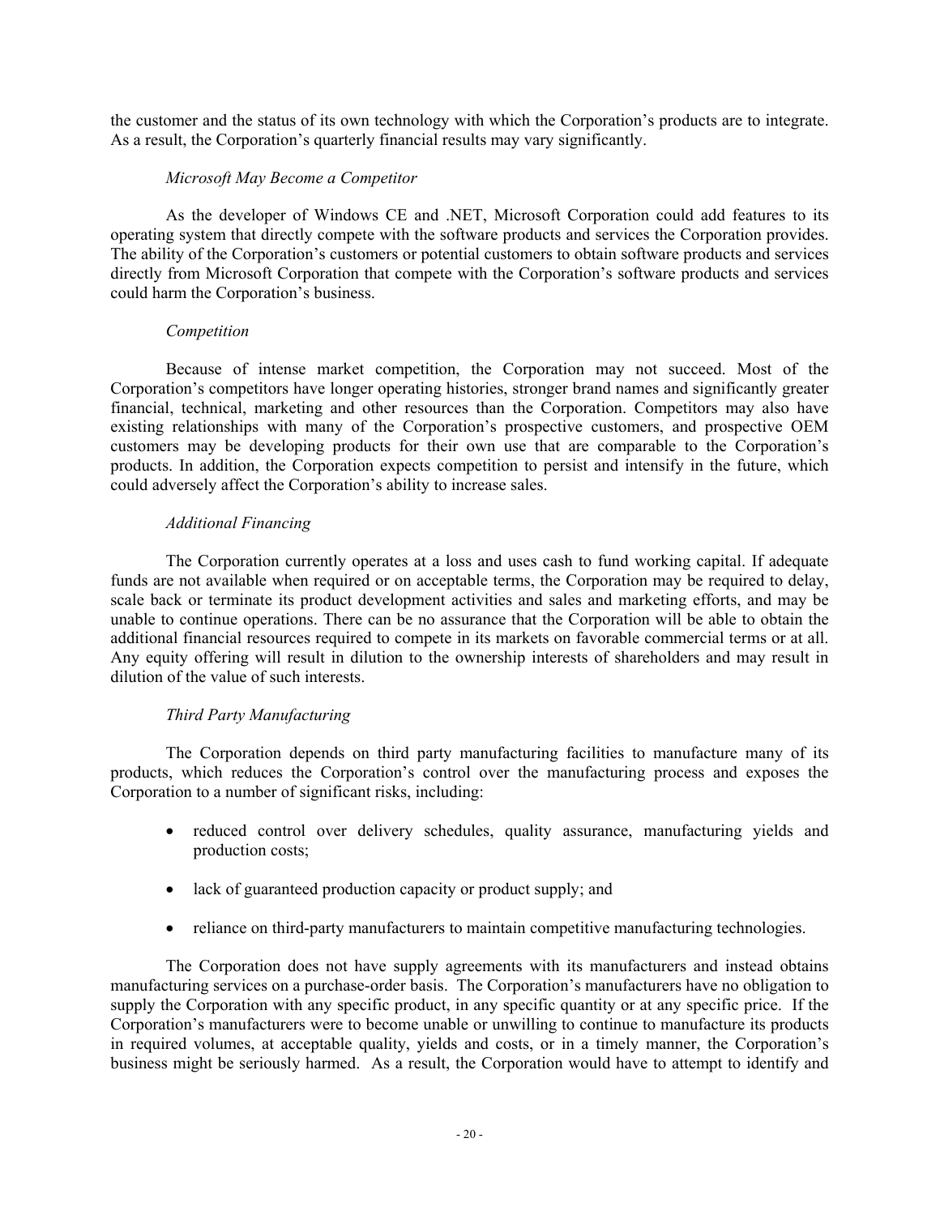the customer and the status of its own technology with which the Corporation's products are to integrate. As a result, the Corporation's quarterly financial results may vary significantly.

*Microsoft May Become a Competitor*

As the developer of Windows CE and .NET, Microsoft Corporation could add features to its operating system that directly compete with the software products and services the Corporation provides. The ability of the Corporation's customers or potential customers to obtain software products and services directly from Microsoft Corporation that compete with the Corporation's software products and services could harm the Corporation's business.

*Competition*

Because of intense market competition, the Corporation may not succeed. Most of the Corporation's competitors have longer operating histories, stronger brand names and significantly greater financial, technical, marketing and other resources than the Corporation. Competitors may also have existing relationships with many of the Corporation's prospective customers, and prospective OEM customers may be developing products for their own use that are comparable to the Corporation's products. In addition, the Corporation expects competition to persist and intensify in the future, which could adversely affect the Corporation's ability to increase sales.

*Additional Financing*

The Corporation currently operates at a loss and uses cash to fund working capital. If adequate funds are not available when required or on acceptable terms, the Corporation may be required to delay, scale back or terminate its product development activities and sales and marketing efforts, and may be unable to continue operations. There can be no assurance that the Corporation will be able to obtain the additional financial resources required to compete in its markets on favorable commercial terms or at all. Any equity offering will result in dilution to the ownership interests of shareholders and may result in dilution of the value of such interests.

*Third Party Manufacturing*

The Corporation depends on third party manufacturing facilities to manufacture many of its products, which reduces the Corporation's control over the manufacturing process and exposes the Corporation to a number of significant risks, including:

- reduced control over delivery schedules, quality assurance, manufacturing yields and production costs;
- lack of guaranteed production capacity or product supply; and
- reliance on third-party manufacturers to maintain competitive manufacturing technologies.

The Corporation does not have supply agreements with its manufacturers and instead obtains manufacturing services on a purchase-order basis. The Corporation's manufacturers have no obligation to supply the Corporation with any specific product, in any specific quantity or at any specific price. If the Corporation's manufacturers were to become unable or unwilling to continue to manufacture its products in required volumes, at acceptable quality, yields and costs, or in a timely manner, the Corporation's business might be seriously harmed. As a result, the Corporation would have to attempt to identify and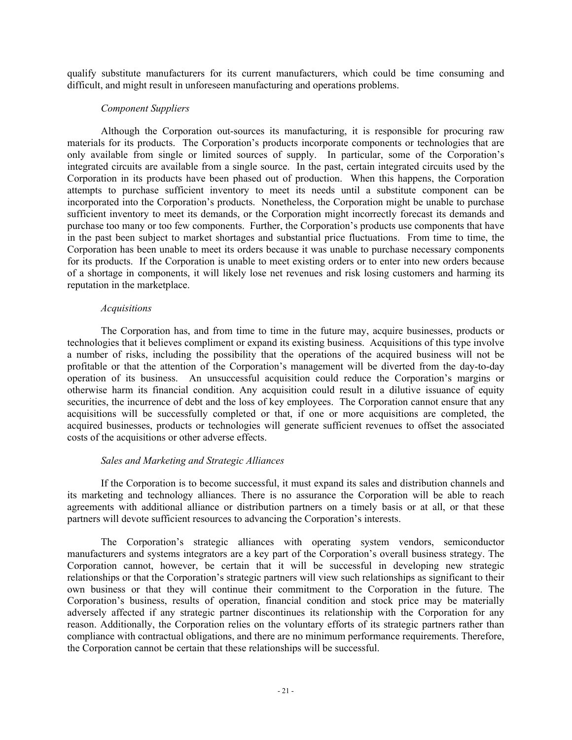qualify substitute manufacturers for its current manufacturers, which could be time consuming and difficult, and might result in unforeseen manufacturing and operations problems.

*Component Suppliers*

Although the Corporation out-sources its manufacturing, it is responsible for procuring raw materials for its products. The Corporation's products incorporate components or technologies that are only available from single or limited sources of supply. In particular, some of the Corporation's integrated circuits are available from a single source. In the past, certain integrated circuits used by the Corporation in its products have been phased out of production. When this happens, the Corporation attempts to purchase sufficient inventory to meet its needs until a substitute component can be incorporated into the Corporation's products. Nonetheless, the Corporation might be unable to purchase sufficient inventory to meet its demands, or the Corporation might incorrectly forecast its demands and purchase too many or too few components. Further, the Corporation's products use components that have in the past been subject to market shortages and substantial price fluctuations. From time to time, the Corporation has been unable to meet its orders because it was unable to purchase necessary components for its products. If the Corporation is unable to meet existing orders or to enter into new orders because of a shortage in components, it will likely lose net revenues and risk losing customers and harming its reputation in the marketplace.

*Acquisitions*

The Corporation has, and from time to time in the future may, acquire businesses, products or technologies that it believes compliment or expand its existing business. Acquisitions of this type involve a number of risks, including the possibility that the operations of the acquired business will not be profitable or that the attention of the Corporation's management will be diverted from the day-to-day operation of its business. An unsuccessful acquisition could reduce the Corporation's margins or otherwise harm its financial condition. Any acquisition could result in a dilutive issuance of equity securities, the incurrence of debt and the loss of key employees. The Corporation cannot ensure that any acquisitions will be successfully completed or that, if one or more acquisitions are completed, the acquired businesses, products or technologies will generate sufficient revenues to offset the associated costs of the acquisitions or other adverse effects.

*Sales and Marketing and Strategic Alliances*

If the Corporation is to become successful, it must expand its sales and distribution channels and its marketing and technology alliances. There is no assurance the Corporation will be able to reach agreements with additional alliance or distribution partners on a timely basis or at all, or that these partners will devote sufficient resources to advancing the Corporation's interests.

The Corporation's strategic alliances with operating system vendors, semiconductor manufacturers and systems integrators are a key part of the Corporation's overall business strategy. The Corporation cannot, however, be certain that it will be successful in developing new strategic relationships or that the Corporation's strategic partners will view such relationships as significant to their own business or that they will continue their commitment to the Corporation in the future. The Corporation's business, results of operation, financial condition and stock price may be materially adversely affected if any strategic partner discontinues its relationship with the Corporation for any reason. Additionally, the Corporation relies on the voluntary efforts of its strategic partners rather than compliance with contractual obligations, and there are no minimum performance requirements. Therefore, the Corporation cannot be certain that these relationships will be successful.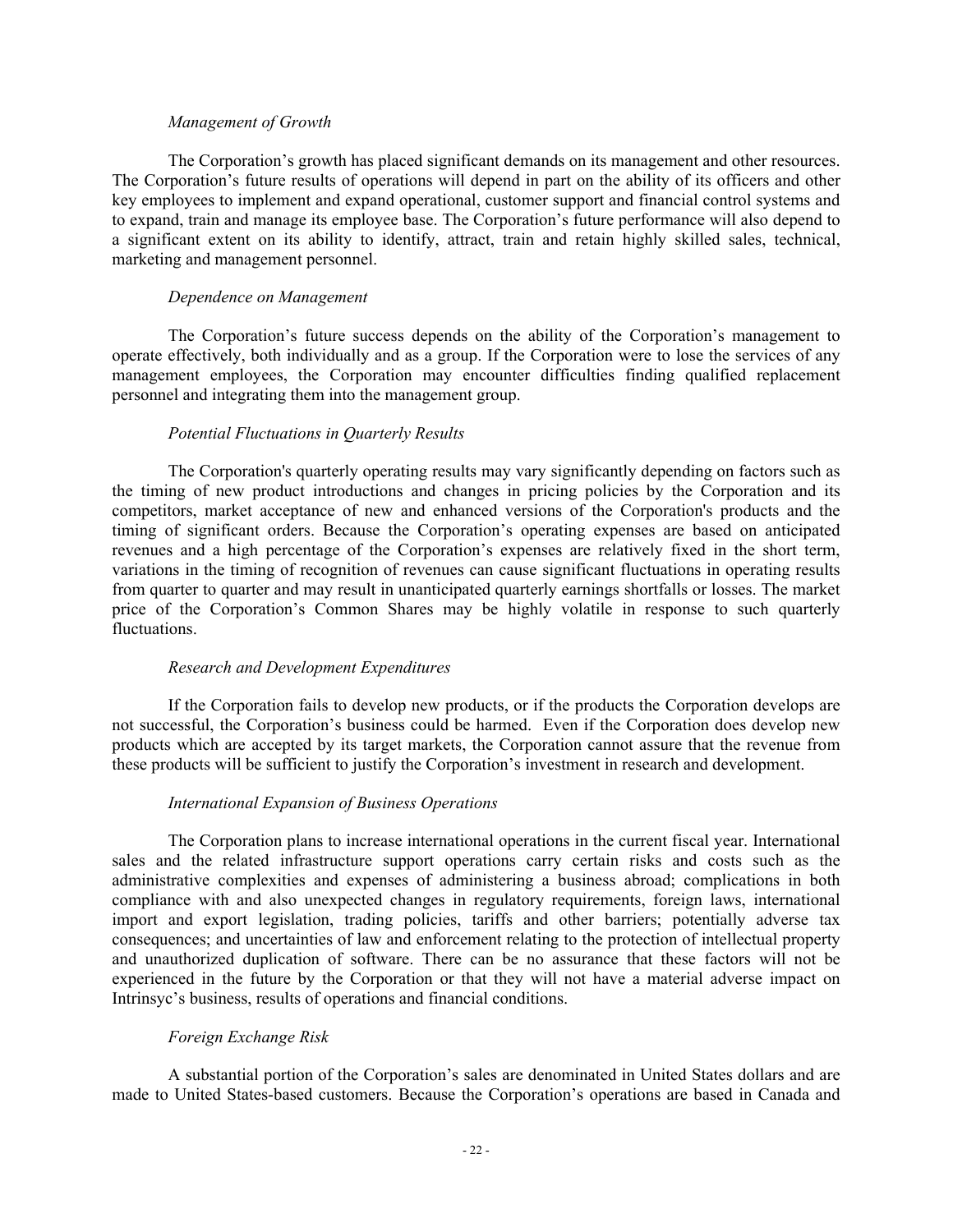*Management of Growth*

The Corporation's growth has placed significant demands on its management and other resources. The Corporation's future results of operations will depend in part on the ability of its officers and other key employees to implement and expand operational, customer support and financial control systems and to expand, train and manage its employee base. The Corporation's future performance will also depend to a significant extent on its ability to identify, attract, train and retain highly skilled sales, technical, marketing and management personnel.

*Dependence on Management*

The Corporation's future success depends on the ability of the Corporation's management to operate effectively, both individually and as a group. If the Corporation were to lose the services of any management employees, the Corporation may encounter difficulties finding qualified replacement personnel and integrating them into the management group.

*Potential Fluctuations in Quarterly Results*

The Corporation's quarterly operating results may vary significantly depending on factors such as the timing of new product introductions and changes in pricing policies by the Corporation and its competitors, market acceptance of new and enhanced versions of the Corporation's products and the timing of significant orders. Because the Corporation's operating expenses are based on anticipated revenues and a high percentage of the Corporation's expenses are relatively fixed in the short term, variations in the timing of recognition of revenues can cause significant fluctuations in operating results from quarter to quarter and may result in unanticipated quarterly earnings shortfalls or losses. The market price of the Corporation's Common Shares may be highly volatile in response to such quarterly fluctuations.

*Research and Development Expenditures*

If the Corporation fails to develop new products, or if the products the Corporation develops are not successful, the Corporation's business could be harmed. Even if the Corporation does develop new products which are accepted by its target markets, the Corporation cannot assure that the revenue from these products will be sufficient to justify the Corporation's investment in research and development.

*International Expansion of Business Operations*

The Corporation plans to increase international operations in the current fiscal year. International sales and the related infrastructure support operations carry certain risks and costs such as the administrative complexities and expenses of administering a business abroad; complications in both compliance with and also unexpected changes in regulatory requirements, foreign laws, international import and export legislation, trading policies, tariffs and other barriers; potentially adverse tax consequences; and uncertainties of law and enforcement relating to the protection of intellectual property and unauthorized duplication of software. There can be no assurance that these factors will not be experienced in the future by the Corporation or that they will not have a material adverse impact on Intrinsyc's business, results of operations and financial conditions.

*Foreign Exchange Risk*

A substantial portion of the Corporation's sales are denominated in United States dollars and are made to United States-based customers. Because the Corporation's operations are based in Canada and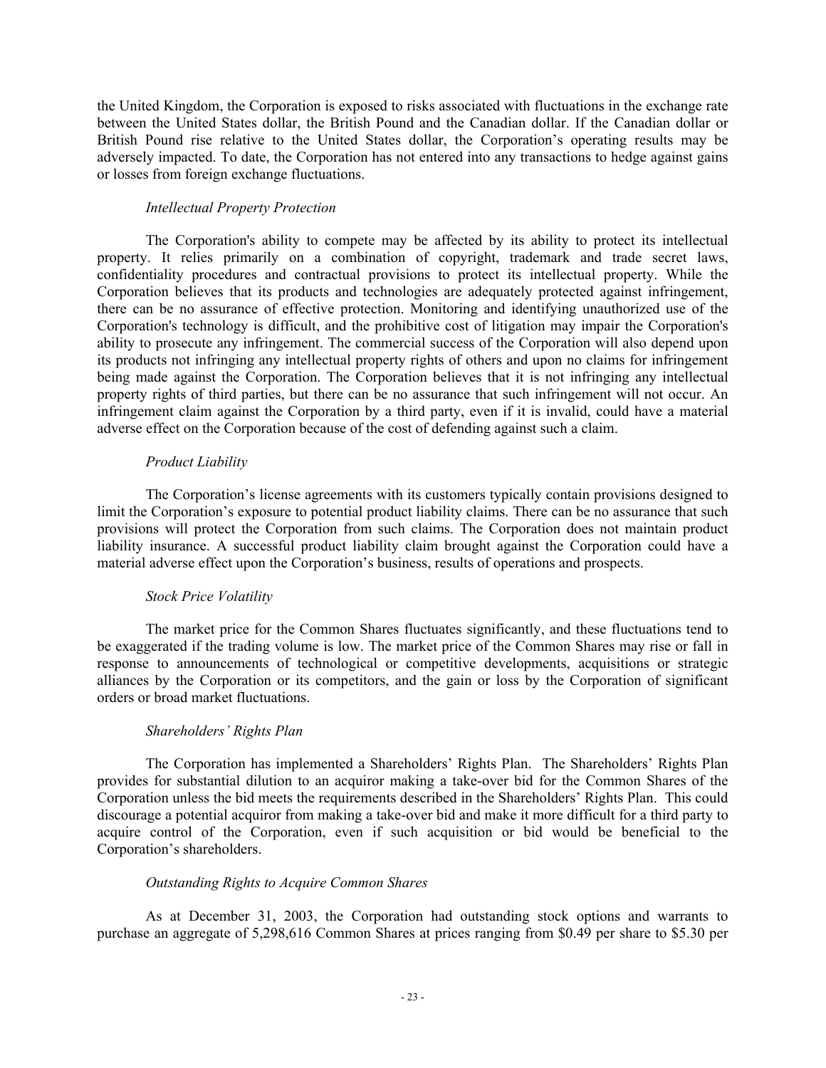the United Kingdom, the Corporation is exposed to risks associated with fluctuations in the exchange rate between the United States dollar, the British Pound and the Canadian dollar. If the Canadian dollar or British Pound rise relative to the United States dollar, the Corporation's operating results may be adversely impacted. To date, the Corporation has not entered into any transactions to hedge against gains or losses from foreign exchange fluctuations.

*Intellectual Property Protection*

The Corporation's ability to compete may be affected by its ability to protect its intellectual property. It relies primarily on a combination of copyright, trademark and trade secret laws, confidentiality procedures and contractual provisions to protect its intellectual property. While the Corporation believes that its products and technologies are adequately protected against infringement, there can be no assurance of effective protection. Monitoring and identifying unauthorized use of the Corporation's technology is difficult, and the prohibitive cost of litigation may impair the Corporation's ability to prosecute any infringement. The commercial success of the Corporation will also depend upon its products not infringing any intellectual property rights of others and upon no claims for infringement being made against the Corporation. The Corporation believes that it is not infringing any intellectual property rights of third parties, but there can be no assurance that such infringement will not occur. An infringement claim against the Corporation by a third party, even if it is invalid, could have a material adverse effect on the Corporation because of the cost of defending against such a claim.

*Product Liability*

The Corporation's license agreements with its customers typically contain provisions designed to limit the Corporation's exposure to potential product liability claims. There can be no assurance that such provisions will protect the Corporation from such claims. The Corporation does not maintain product liability insurance. A successful product liability claim brought against the Corporation could have a material adverse effect upon the Corporation's business, results of operations and prospects.

*Stock Price Volatility*

The market price for the Common Shares fluctuates significantly, and these fluctuations tend to be exaggerated if the trading volume is low. The market price of the Common Shares may rise or fall in response to announcements of technological or competitive developments, acquisitions or strategic alliances by the Corporation or its competitors, and the gain or loss by the Corporation of significant orders or broad market fluctuations.

*Shareholders' Rights Plan*

The Corporation has implemented a Shareholders' Rights Plan. The Shareholders' Rights Plan provides for substantial dilution to an acquiror making a take-over bid for the Common Shares of the Corporation unless the bid meets the requirements described in the Shareholders' Rights Plan. This could discourage a potential acquiror from making a take-over bid and make it more difficult for a third party to acquire control of the Corporation, even if such acquisition or bid would be beneficial to the Corporation's shareholders.

*Outstanding Rights to Acquire Common Shares*

As at December 31, 2003, the Corporation had outstanding stock options and warrants to purchase an aggregate of 5,298,616 Common Shares at prices ranging from $0.49 per share to $5.30 per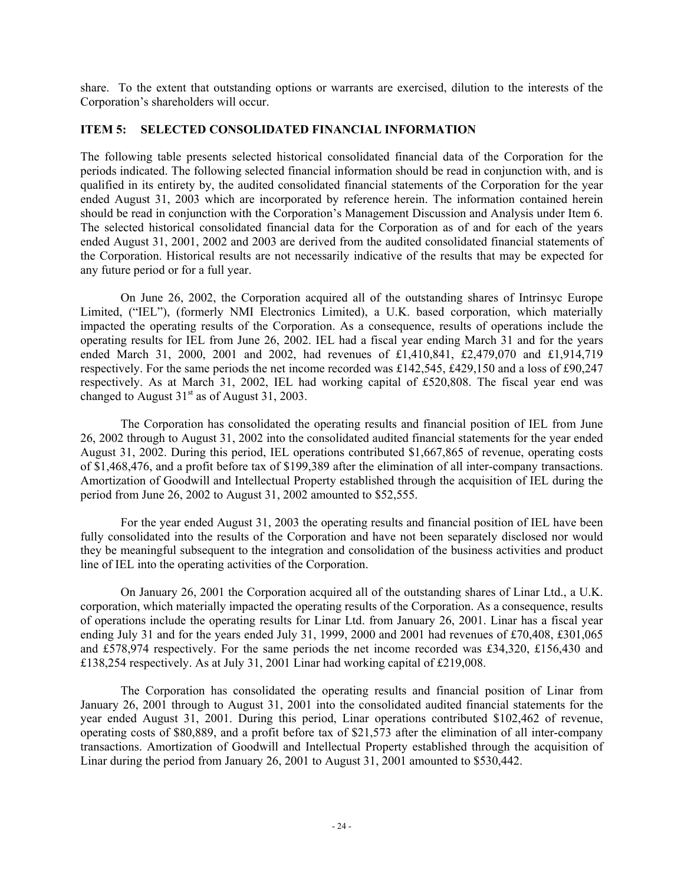share. To the extent that outstanding options or warrants are exercised, dilution to the interests of the Corporation's shareholders will occur.

## ITEM 5: SELECTED CONSOLIDATED FINANCIAL INFORMATION

The following table presents selected historical consolidated financial data of the Corporation for the periods indicated. The following selected financial information should be read in conjunction with, and is qualified in its entirety by, the audited consolidated financial statements of the Corporation for the year ended August 31, 2003 which are incorporated by reference herein. The information contained herein should be read in conjunction with the Corporation's Management Discussion and Analysis under Item 6. The selected historical consolidated financial data for the Corporation as of and for each of the years ended August 31, 2001, 2002 and 2003 are derived from the audited consolidated financial statements of the Corporation. Historical results are not necessarily indicative of the results that may be expected for any future period or for a full year.

On June 26, 2002, the Corporation acquired all of the outstanding shares of Intrinsyc Europe Limited, ("IEL"), (formerly NMI Electronics Limited), a U.K. based corporation, which materially impacted the operating results of the Corporation. As a consequence, results of operations include the operating results for IEL from June 26, 2002. IEL had a fiscal year ending March 31 and for the years ended March 31, 2000, 2001 and 2002, had revenues of £1,410,841, £2,479,070 and £1,914,719 respectively. For the same periods the net income recorded was £142,545, £429,150 and a loss of £90,247 respectively. As at March 31, 2002, IEL had working capital of £520,808. The fiscal year end was changed to August 31st as of August 31, 2003.

The Corporation has consolidated the operating results and financial position of IEL from June 26, 2002 through to August 31, 2002 into the consolidated audited financial statements for the year ended August 31, 2002. During this period, IEL operations contributed $1,667,865 of revenue, operating costs of $1,468,476, and a profit before tax of $199,389 after the elimination of all inter-company transactions. Amortization of Goodwill and Intellectual Property established through the acquisition of IEL during the period from June 26, 2002 to August 31, 2002 amounted to $52,555.

For the year ended August 31, 2003 the operating results and financial position of IEL have been fully consolidated into the results of the Corporation and have not been separately disclosed nor would they be meaningful subsequent to the integration and consolidation of the business activities and product line of IEL into the operating activities of the Corporation.

On January 26, 2001 the Corporation acquired all of the outstanding shares of Linar Ltd., a U.K. corporation, which materially impacted the operating results of the Corporation. As a consequence, results of operations include the operating results for Linar Ltd. from January 26, 2001. Linar has a fiscal year ending July 31 and for the years ended July 31, 1999, 2000 and 2001 had revenues of £70,408, £301,065 and £578,974 respectively. For the same periods the net income recorded was £34,320, £156,430 and £138,254 respectively. As at July 31, 2001 Linar had working capital of £219,008.

The Corporation has consolidated the operating results and financial position of Linar from January 26, 2001 through to August 31, 2001 into the consolidated audited financial statements for the year ended August 31, 2001. During this period, Linar operations contributed $102,462 of revenue, operating costs of $80,889, and a profit before tax of $21,573 after the elimination of all inter-company transactions. Amortization of Goodwill and Intellectual Property established through the acquisition of Linar during the period from January 26, 2001 to August 31, 2001 amounted to $530,442.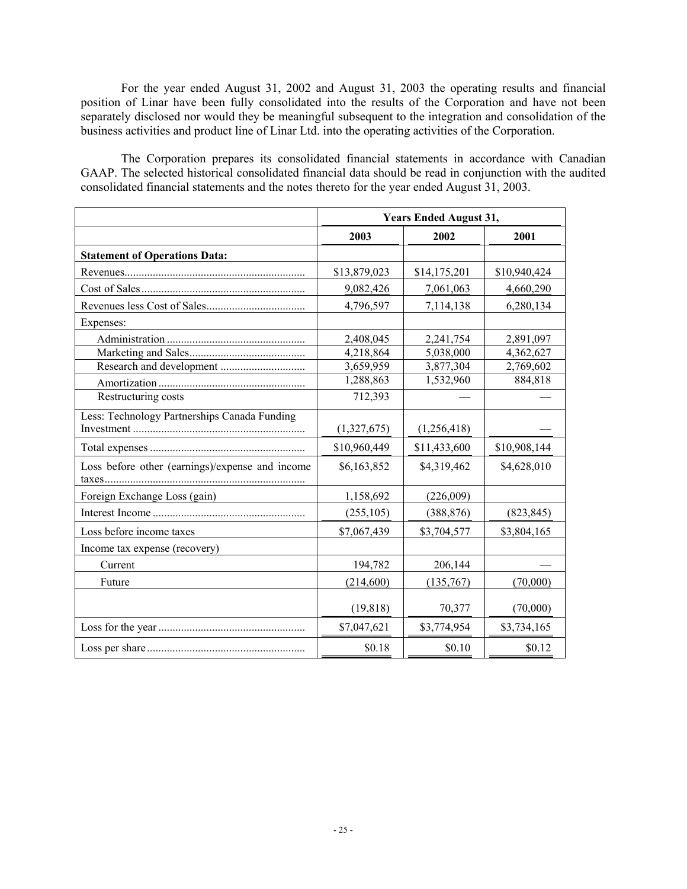For the year ended August 31, 2002 and August 31, 2003 the operating results and financial position of Linar have been fully consolidated into the results of the Corporation and have not been separately disclosed nor would they be meaningful subsequent to the integration and consolidation of the business activities and product line of Linar Ltd. into the operating activities of the Corporation.

The Corporation prepares its consolidated financial statements in accordance with Canadian GAAP. The selected historical consolidated financial data should be read in conjunction with the audited consolidated financial statements and the notes thereto for the year ended August 31, 2003.

| | Years Ended August 31, | | |
|---|---|---|---|
| | **2003** | **2002** | **2001** |
| **Statement of Operations Data:** | | | |
| Revenues | $13,879,023 | $14,175,201 | $10,940,424 |
| Cost of Sales | 9,082,426 | 7,061,063 | 4,660,290 |
| Revenues less Cost of Sales | 4,796,597 | 7,114,138 | 6,280,134 |
| Expenses: | | | |
| Administration | 2,408,045 | 2,241,754 | 2,891,097 |
| Marketing and Sales | 4,218,864 | 5,038,000 | 4,362,627 |
| Research and development | 3,659,959 | 3,877,304 | 2,769,602 |
| Amortization | 1,288,863 | 1,532,960 | 884,818 |
| Restructuring costs | 712,393 | — | — |
| Less: Technology Partnerships Canada Funding Investment | (1,327,675) | (1,256,418) | — |
| Total expenses | $10,960,449 | $11,433,600 | $10,908,144 |
| Loss before other (earnings)/expense and income taxes | $6,163,852 | $4,319,462 | $4,628,010 |
| Foreign Exchange Loss (gain) | 1,158,692 | (226,009) | |
| Interest Income | (255,105) | (388,876) | (823,845) |
| Loss before income taxes | $7,067,439 | $3,704,577 | $3,804,165 |
| Income tax expense (recovery) | | | |
| Current | 194,782 | 206,144 | — |
| Future | (214,600) | (135,767) | (70,000) |
| | (19,818) | 70,377 | (70,000) |
| Loss for the year | $7,047,621 | $3,774,954 | $3,734,165 |
| Loss per share | $0.18 | $0.10 | $0.12 |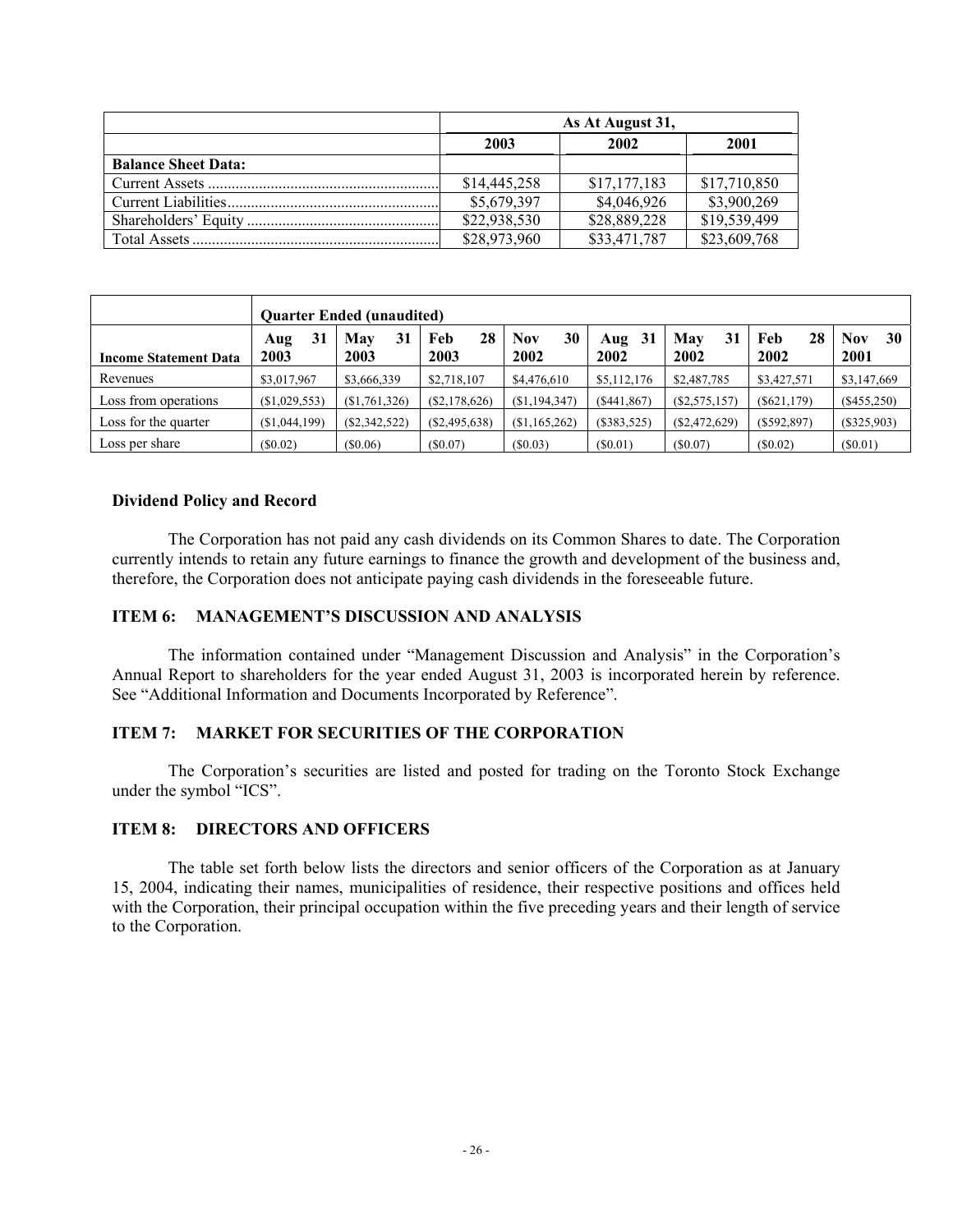| | As At August 31, | | |
|---|---|---|---|
| | 2003 | 2002 | 2001 |
| **Balance Sheet Data:** | | | |
| Current Assets | $14,445,258 | $17,177,183 | $17,710,850 |
| Current Liabilities | $5,679,397 | $4,046,926 | $3,900,269 |
| Shareholders' Equity | $22,938,530 | $28,889,228 | $19,539,499 |
| Total Assets | $28,973,960 | $33,471,787 | $23,609,768 |

| | Quarter Ended (unaudited) | | | | | | | |
|---|---|---|---|---|---|---|---|---|
| **Income Statement Data** | **Aug 31 2003** | **May 31 2003** | **Feb 28 2003** | **Nov 30 2002** | **Aug 31 2002** | **May 31 2002** | **Feb 28 2002** | **Nov 30 2001** |
| Revenues | $3,017,967 | $3,666,339 | $2,718,107 | $4,476,610 | $5,112,176 | $2,487,785 | $3,427,571 | $3,147,669 |
| Loss from operations | ($1,029,553) | ($1,761,326) | ($2,178,626) | ($1,194,347) | ($441,867) | ($2,575,157) | ($621,179) | ($455,250) |
| Loss for the quarter | ($1,044,199) | ($2,342,522) | ($2,495,638) | ($1,165,262) | ($383,525) | ($2,472,629) | ($592,897) | ($325,903) |
| Loss per share | ($0.02) | ($0.06) | ($0.07) | ($0.03) | ($0.01) | ($0.07) | ($0.02) | ($0.01) |

**Dividend Policy and Record**

The Corporation has not paid any cash dividends on its Common Shares to date. The Corporation currently intends to retain any future earnings to finance the growth and development of the business and, therefore, the Corporation does not anticipate paying cash dividends in the foreseeable future.

## ITEM 6: MANAGEMENT'S DISCUSSION AND ANALYSIS

The information contained under "Management Discussion and Analysis" in the Corporation's Annual Report to shareholders for the year ended August 31, 2003 is incorporated herein by reference. See "Additional Information and Documents Incorporated by Reference".

## ITEM 7: MARKET FOR SECURITIES OF THE CORPORATION

The Corporation's securities are listed and posted for trading on the Toronto Stock Exchange under the symbol "ICS".

## ITEM 8: DIRECTORS AND OFFICERS

The table set forth below lists the directors and senior officers of the Corporation as at January 15, 2004, indicating their names, municipalities of residence, their respective positions and offices held with the Corporation, their principal occupation within the five preceding years and their length of service to the Corporation.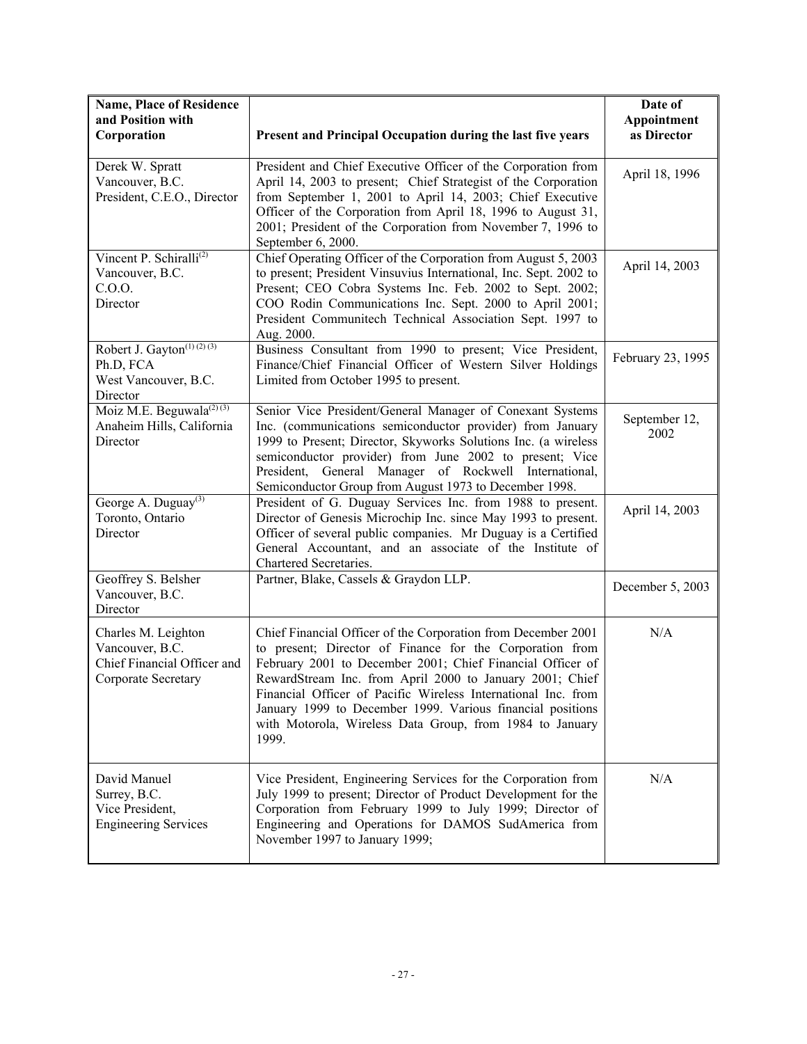| Name, Place of Residence and Position with Corporation | Present and Principal Occupation during the last five years | Date of Appointment as Director |
|---|---|---|
| Derek W. Spratt<br>Vancouver, B.C.<br>President, C.E.O., Director | President and Chief Executive Officer of the Corporation from April 14, 2003 to present; Chief Strategist of the Corporation from September 1, 2001 to April 14, 2003; Chief Executive Officer of the Corporation from April 18, 1996 to August 31, 2001; President of the Corporation from November 7, 1996 to September 6, 2000. | April 18, 1996 |
| Vincent P. Schiralli[(2)]<br>Vancouver, B.C.<br>C.O.O.<br>Director | Chief Operating Officer of the Corporation from August 5, 2003 to present; President Vinsuvius International, Inc. Sept. 2002 to Present; CEO Cobra Systems Inc. Feb. 2002 to Sept. 2002; COO Rodin Communications Inc. Sept. 2000 to April 2001; President Communitech Technical Association Sept. 1997 to Aug. 2000. | April 14, 2003 |
| Robert J. Gayton[(1) (2) (3)]<br>Ph.D, FCA<br>West Vancouver, B.C.<br>Director | Business Consultant from 1990 to present; Vice President, Finance/Chief Financial Officer of Western Silver Holdings Limited from October 1995 to present. | February 23, 1995 |
| Moiz M.E. Beguwala[(2) (3)]<br>Anaheim Hills, California<br>Director | Senior Vice President/General Manager of Conexant Systems Inc. (communications semiconductor provider) from January 1999 to Present; Director, Skyworks Solutions Inc. (a wireless semiconductor provider) from June 2002 to present; Vice President, General Manager of Rockwell International, Semiconductor Group from August 1973 to December 1998. | September 12, 2002 |
| George A. Duguay[(3)]<br>Toronto, Ontario<br>Director | President of G. Duguay Services Inc. from 1988 to present. Director of Genesis Microchip Inc. since May 1993 to present. Officer of several public companies. Mr Duguay is a Certified General Accountant, and an associate of the Institute of Chartered Secretaries. | April 14, 2003 |
| Geoffrey S. Belsher<br>Vancouver, B.C.<br>Director | Partner, Blake, Cassels & Graydon LLP. | December 5, 2003 |
| Charles M. Leighton<br>Vancouver, B.C.<br>Chief Financial Officer and Corporate Secretary | Chief Financial Officer of the Corporation from December 2001 to present; Director of Finance for the Corporation from February 2001 to December 2001; Chief Financial Officer of RewardStream Inc. from April 2000 to January 2001; Chief Financial Officer of Pacific Wireless International Inc. from January 1999 to December 1999. Various financial positions with Motorola, Wireless Data Group, from 1984 to January 1999. | N/A |
| David Manuel<br>Surrey, B.C.<br>Vice President, Engineering Services | Vice President, Engineering Services for the Corporation from July 1999 to present; Director of Product Development for the Corporation from February 1999 to July 1999; Director of Engineering and Operations for DAMOS SudAmerica from November 1997 to January 1999; | N/A |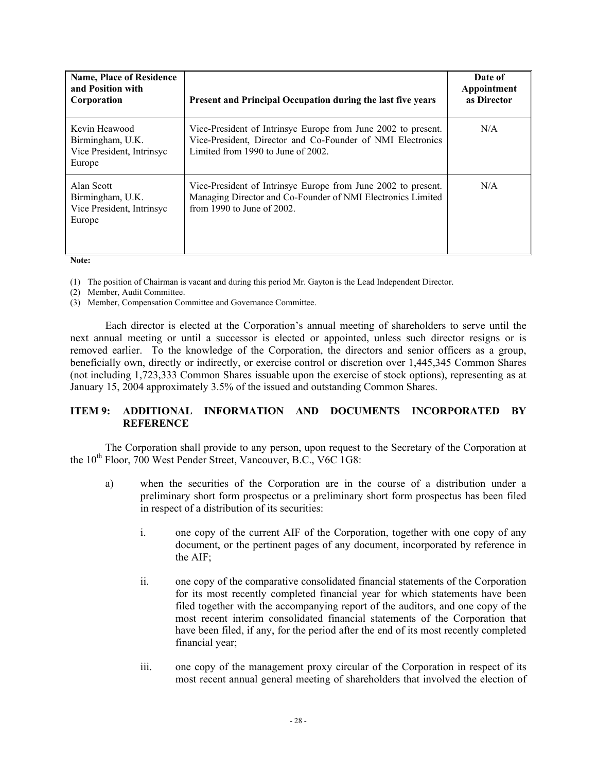| Name, Place of Residence and Position with Corporation | Present and Principal Occupation during the last five years | Date of Appointment as Director |
| --- | --- | --- |
| Kevin Heawood<br>Birmingham, U.K.<br>Vice President, Intrinsyc Europe | Vice-President of Intrinsyc Europe from June 2002 to present. Vice-President, Director and Co-Founder of NMI Electronics Limited from 1990 to June of 2002. | N/A |
| Alan Scott<br>Birmingham, U.K.<br>Vice President, Intrinsyc Europe | Vice-President of Intrinsyc Europe from June 2002 to present. Managing Director and Co-Founder of NMI Electronics Limited from 1990 to June of 2002. | N/A |

**Note:**

(1) The position of Chairman is vacant and during this period Mr. Gayton is the Lead Independent Director.
(2) Member, Audit Committee.
(3) Member, Compensation Committee and Governance Committee.

Each director is elected at the Corporation's annual meeting of shareholders to serve until the next annual meeting or until a successor is elected or appointed, unless such director resigns or is removed earlier. To the knowledge of the Corporation, the directors and senior officers as a group, beneficially own, directly or indirectly, or exercise control or discretion over 1,445,345 Common Shares (not including 1,723,333 Common Shares issuable upon the exercise of stock options), representing as at January 15, 2004 approximately 3.5% of the issued and outstanding Common Shares.

## ITEM 9: ADDITIONAL INFORMATION AND DOCUMENTS INCORPORATED BY REFERENCE

The Corporation shall provide to any person, upon request to the Secretary of the Corporation at the 10th Floor, 700 West Pender Street, Vancouver, B.C., V6C 1G8:

a) when the securities of the Corporation are in the course of a distribution under a preliminary short form prospectus or a preliminary short form prospectus has been filed in respect of a distribution of its securities:

   i. one copy of the current AIF of the Corporation, together with one copy of any document, or the pertinent pages of any document, incorporated by reference in the AIF;

   ii. one copy of the comparative consolidated financial statements of the Corporation for its most recently completed financial year for which statements have been filed together with the accompanying report of the auditors, and one copy of the most recent interim consolidated financial statements of the Corporation that have been filed, if any, for the period after the end of its most recently completed financial year;

   iii. one copy of the management proxy circular of the Corporation in respect of its most recent annual general meeting of shareholders that involved the election of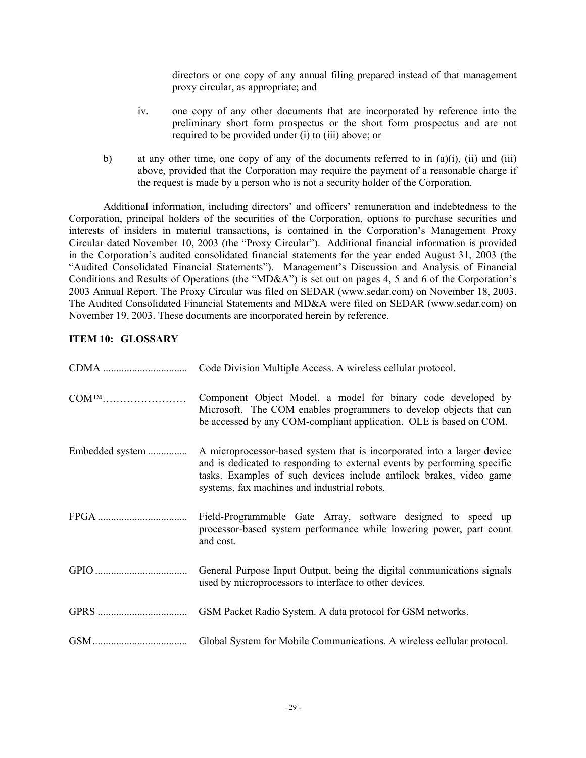directors or one copy of any annual filing prepared instead of that management proxy circular, as appropriate; and

iv. one copy of any other documents that are incorporated by reference into the preliminary short form prospectus or the short form prospectus and are not required to be provided under (i) to (iii) above; or

b) at any other time, one copy of any of the documents referred to in (a)(i), (ii) and (iii) above, provided that the Corporation may require the payment of a reasonable charge if the request is made by a person who is not a security holder of the Corporation.

Additional information, including directors' and officers' remuneration and indebtedness to the Corporation, principal holders of the securities of the Corporation, options to purchase securities and interests of insiders in material transactions, is contained in the Corporation's Management Proxy Circular dated November 10, 2003 (the "Proxy Circular"). Additional financial information is provided in the Corporation's audited consolidated financial statements for the year ended August 31, 2003 (the "Audited Consolidated Financial Statements"). Management's Discussion and Analysis of Financial Conditions and Results of Operations (the "MD&A") is set out on pages 4, 5 and 6 of the Corporation's 2003 Annual Report. The Proxy Circular was filed on SEDAR (www.sedar.com) on November 18, 2003. The Audited Consolidated Financial Statements and MD&A were filed on SEDAR (www.sedar.com) on November 19, 2003. These documents are incorporated herein by reference.

**ITEM 10: GLOSSARY**

| | |
|---|---|
| CDMA ................................ | Code Division Multiple Access. A wireless cellular protocol. |
| COM™…………………… | Component Object Model, a model for binary code developed by Microsoft. The COM enables programmers to develop objects that can be accessed by any COM-compliant application. OLE is based on COM. |
| Embedded system ............... | A microprocessor-based system that is incorporated into a larger device and is dedicated to responding to external events by performing specific tasks. Examples of such devices include antilock brakes, video game systems, fax machines and industrial robots. |
| FPGA .................................. | Field-Programmable Gate Array, software designed to speed up processor-based system performance while lowering power, part count and cost. |
| GPIO ................................... | General Purpose Input Output, being the digital communications signals used by microprocessors to interface to other devices. |
| GPRS .................................. | GSM Packet Radio System. A data protocol for GSM networks. |
| GSM.................................... | Global System for Mobile Communications. A wireless cellular protocol. |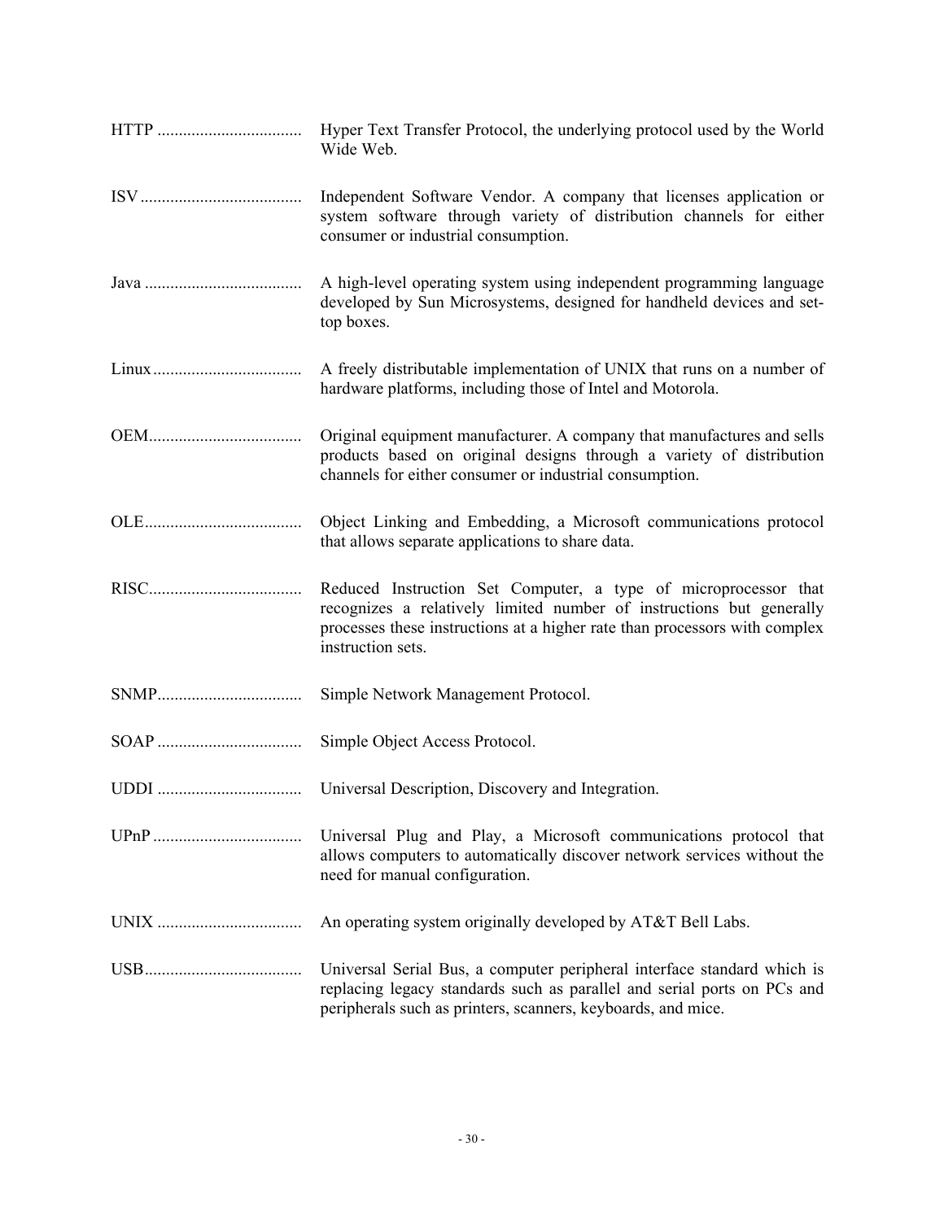HTTP .................................. Hyper Text Transfer Protocol, the underlying protocol used by the World Wide Web.

ISV ...................................... Independent Software Vendor. A company that licenses application or system software through variety of distribution channels for either consumer or industrial consumption.

Java ..................................... A high-level operating system using independent programming language developed by Sun Microsystems, designed for handheld devices and set-top boxes.

Linux ................................... A freely distributable implementation of UNIX that runs on a number of hardware platforms, including those of Intel and Motorola.

OEM.................................... Original equipment manufacturer. A company that manufactures and sells products based on original designs through a variety of distribution channels for either consumer or industrial consumption.

OLE..................................... Object Linking and Embedding, a Microsoft communications protocol that allows separate applications to share data.

RISC.................................... Reduced Instruction Set Computer, a type of microprocessor that recognizes a relatively limited number of instructions but generally processes these instructions at a higher rate than processors with complex instruction sets.

SNMP.................................. Simple Network Management Protocol.

SOAP .................................. Simple Object Access Protocol.

UDDI .................................. Universal Description, Discovery and Integration.

UPnP ................................... Universal Plug and Play, a Microsoft communications protocol that allows computers to automatically discover network services without the need for manual configuration.

UNIX .................................. An operating system originally developed by AT&T Bell Labs.

USB..................................... Universal Serial Bus, a computer peripheral interface standard which is replacing legacy standards such as parallel and serial ports on PCs and peripherals such as printers, scanners, keyboards, and mice.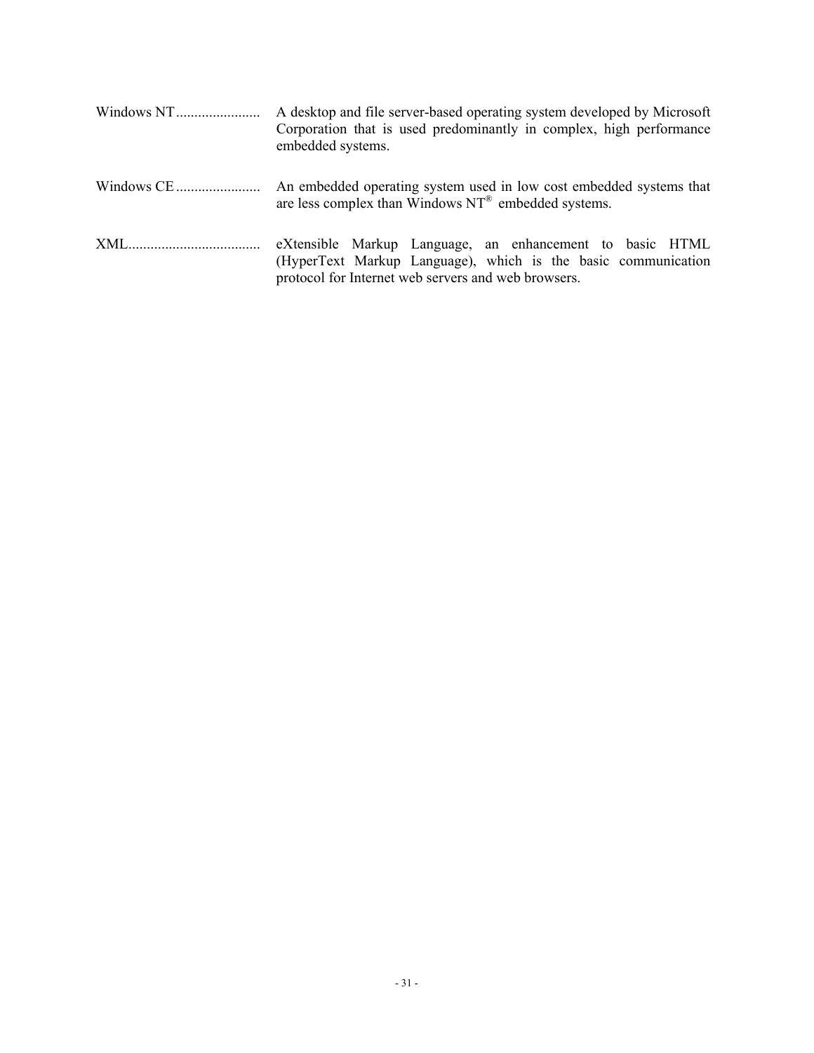Windows NT ....................... A desktop and file server-based operating system developed by Microsoft Corporation that is used predominantly in complex, high performance embedded systems.

Windows CE ....................... An embedded operating system used in low cost embedded systems that are less complex than Windows NT® embedded systems.

XML.................................... eXtensible Markup Language, an enhancement to basic HTML (HyperText Markup Language), which is the basic communication protocol for Internet web servers and web browsers.